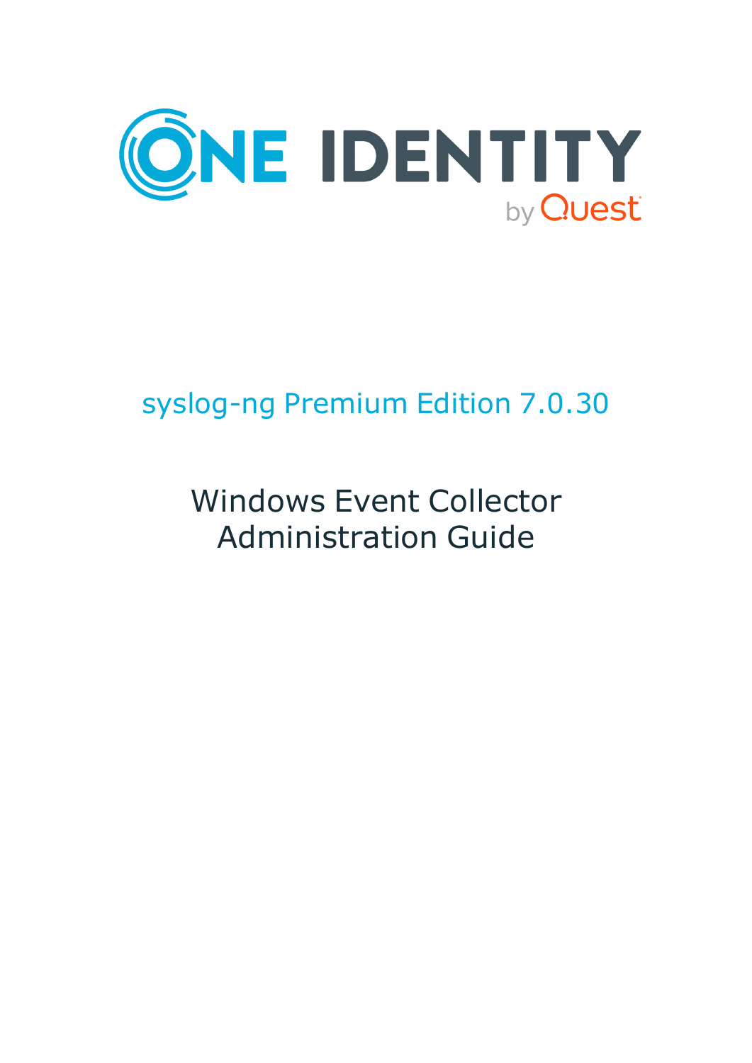ONE IDENTITY by Quest

# syslog-ng Premium Edition 7.0.30

## Windows Event Collector Administration Guide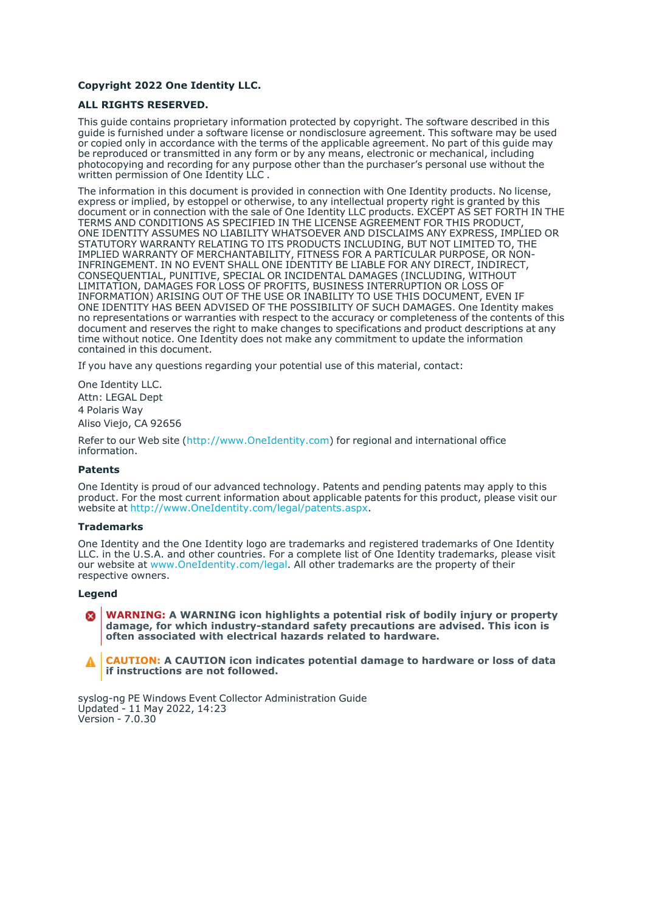**Copyright 2022 One Identity LLC.**

**ALL RIGHTS RESERVED.**

This guide contains proprietary information protected by copyright. The software described in this guide is furnished under a software license or nondisclosure agreement. This software may be used or copied only in accordance with the terms of the applicable agreement. No part of this guide may be reproduced or transmitted in any form or by any means, electronic or mechanical, including photocopying and recording for any purpose other than the purchaser's personal use without the written permission of One Identity LLC .

The information in this document is provided in connection with One Identity products. No license, express or implied, by estoppel or otherwise, to any intellectual property right is granted by this document or in connection with the sale of One Identity LLC products. EXCEPT AS SET FORTH IN THE TERMS AND CONDITIONS AS SPECIFIED IN THE LICENSE AGREEMENT FOR THIS PRODUCT, ONE IDENTITY ASSUMES NO LIABILITY WHATSOEVER AND DISCLAIMS ANY EXPRESS, IMPLIED OR STATUTORY WARRANTY RELATING TO ITS PRODUCTS INCLUDING, BUT NOT LIMITED TO, THE IMPLIED WARRANTY OF MERCHANTABILITY, FITNESS FOR A PARTICULAR PURPOSE, OR NON-INFRINGEMENT. IN NO EVENT SHALL ONE IDENTITY BE LIABLE FOR ANY DIRECT, INDIRECT, CONSEQUENTIAL, PUNITIVE, SPECIAL OR INCIDENTAL DAMAGES (INCLUDING, WITHOUT LIMITATION, DAMAGES FOR LOSS OF PROFITS, BUSINESS INTERRUPTION OR LOSS OF INFORMATION) ARISING OUT OF THE USE OR INABILITY TO USE THIS DOCUMENT, EVEN IF ONE IDENTITY HAS BEEN ADVISED OF THE POSSIBILITY OF SUCH DAMAGES. One Identity makes no representations or warranties with respect to the accuracy or completeness of the contents of this document and reserves the right to make changes to specifications and product descriptions at any time without notice. One Identity does not make any commitment to update the information contained in this document.

If you have any questions regarding your potential use of this material, contact:

One Identity LLC.
Attn: LEGAL Dept
4 Polaris Way
Aliso Viejo, CA 92656

Refer to our Web site (http://www.OneIdentity.com) for regional and international office information.

**Patents**

One Identity is proud of our advanced technology. Patents and pending patents may apply to this product. For the most current information about applicable patents for this product, please visit our website at http://www.OneIdentity.com/legal/patents.aspx.

**Trademarks**

One Identity and the One Identity logo are trademarks and registered trademarks of One Identity LLC. in the U.S.A. and other countries. For a complete list of One Identity trademarks, please visit our website at www.OneIdentity.com/legal. All other trademarks are the property of their respective owners.

**Legend**

**WARNING: A WARNING icon highlights a potential risk of bodily injury or property damage, for which industry-standard safety precautions are advised. This icon is often associated with electrical hazards related to hardware.**

**CAUTION: A CAUTION icon indicates potential damage to hardware or loss of data if instructions are not followed.**

syslog-ng PE Windows Event Collector Administration Guide
Updated - 11 May 2022, 14:23
Version - 7.0.30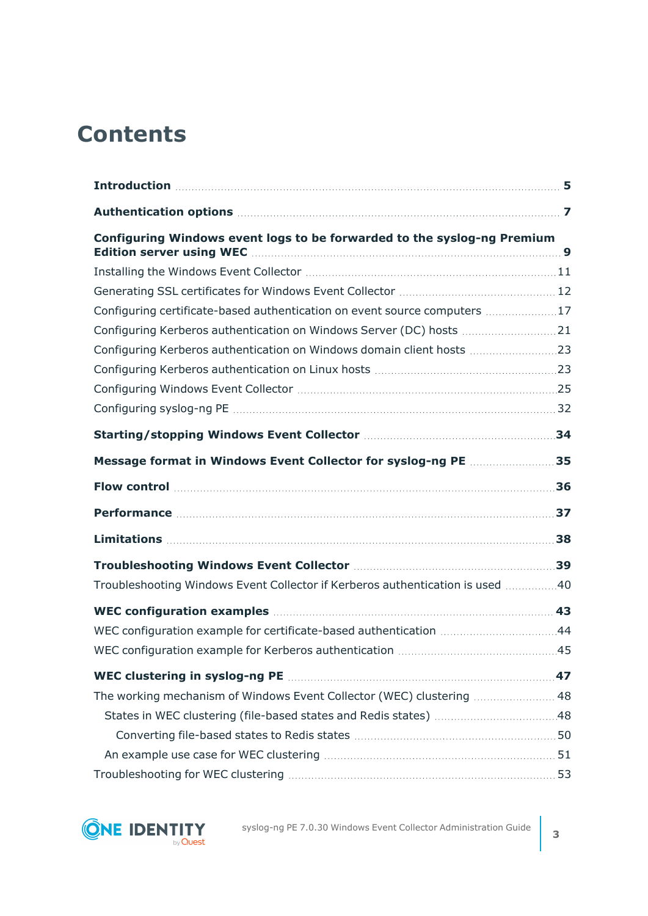# Contents

**Introduction** 5

**Authentication options** 7

**Configuring Windows event logs to be forwarded to the syslog-ng Premium Edition server using WEC** 9

- Installing the Windows Event Collector 11
- Generating SSL certificates for Windows Event Collector 12
- Configuring certificate-based authentication on event source computers 17
- Configuring Kerberos authentication on Windows Server (DC) hosts 21
- Configuring Kerberos authentication on Windows domain client hosts 23
- Configuring Kerberos authentication on Linux hosts 23
- Configuring Windows Event Collector 25
- Configuring syslog-ng PE 32

**Starting/stopping Windows Event Collector** 34

**Message format in Windows Event Collector for syslog-ng PE** 35

**Flow control** 36

**Performance** 37

**Limitations** 38

**Troubleshooting Windows Event Collector** 39

- Troubleshooting Windows Event Collector if Kerberos authentication is used 40

**WEC configuration examples** 43

- WEC configuration example for certificate-based authentication 44
- WEC configuration example for Kerberos authentication 45

**WEC clustering in syslog-ng PE** 47

- The working mechanism of Windows Event Collector (WEC) clustering 48
  - States in WEC clustering (file-based states and Redis states) 48
    - Converting file-based states to Redis states 50
  - An example use case for WEC clustering 51
- Troubleshooting for WEC clustering 53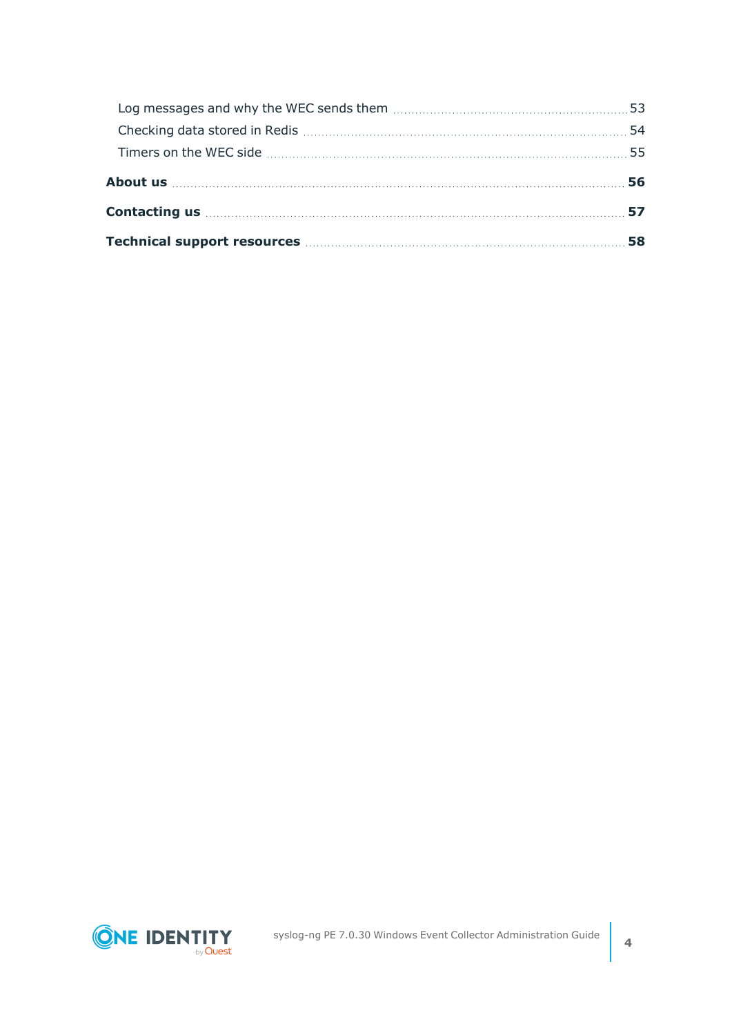- Log messages and why the WEC sends them 53
- Checking data stored in Redis 54
- Timers on the WEC side 55

**About us** 56

**Contacting us** 57

**Technical support resources** 58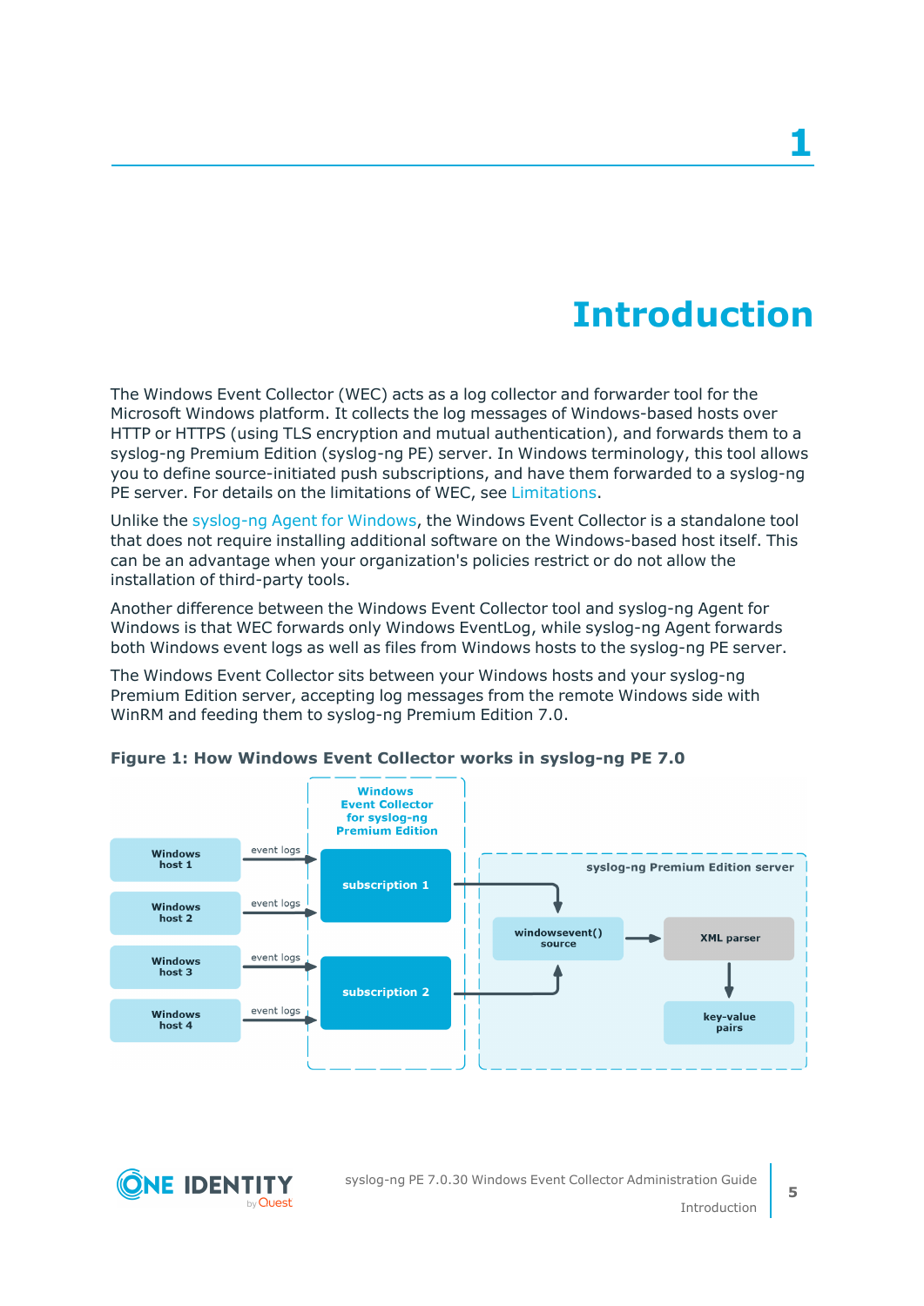# 1 Introduction

The Windows Event Collector (WEC) acts as a log collector and forwarder tool for the Microsoft Windows platform. It collects the log messages of Windows-based hosts over HTTP or HTTPS (using TLS encryption and mutual authentication), and forwards them to a syslog-ng Premium Edition (syslog-ng PE) server. In Windows terminology, this tool allows you to define source-initiated push subscriptions, and have them forwarded to a syslog-ng PE server. For details on the limitations of WEC, see Limitations.

Unlike the syslog-ng Agent for Windows, the Windows Event Collector is a standalone tool that does not require installing additional software on the Windows-based host itself. This can be an advantage when your organization's policies restrict or do not allow the installation of third-party tools.

Another difference between the Windows Event Collector tool and syslog-ng Agent for Windows is that WEC forwards only Windows EventLog, while syslog-ng Agent forwards both Windows event logs as well as files from Windows hosts to the syslog-ng PE server.

The Windows Event Collector sits between your Windows hosts and your syslog-ng Premium Edition server, accepting log messages from the remote Windows side with WinRM and feeding them to syslog-ng Premium Edition 7.0.

**Figure 1: How Windows Event Collector works in syslog-ng PE 7.0**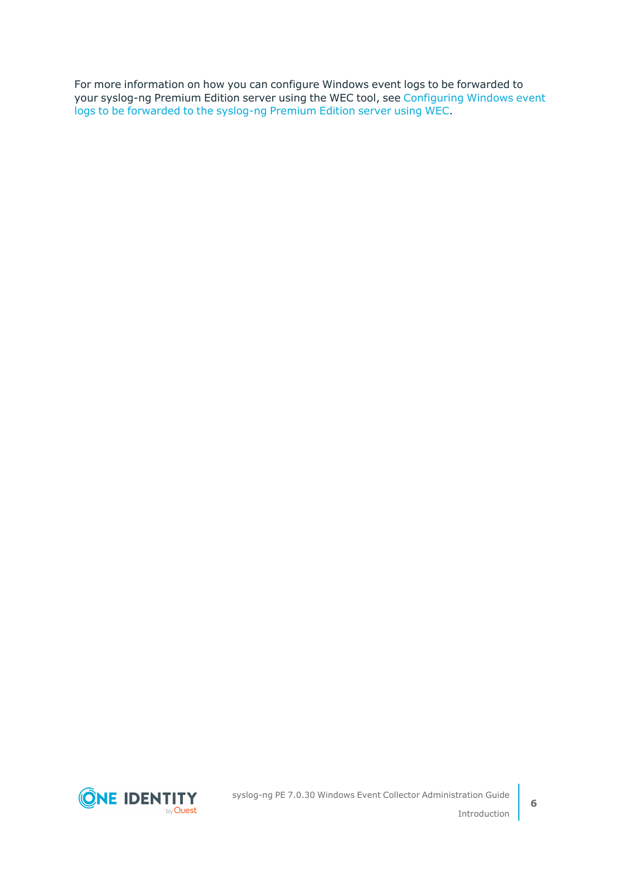For more information on how you can configure Windows event logs to be forwarded to your syslog-ng Premium Edition server using the WEC tool, see Configuring Windows event logs to be forwarded to the syslog-ng Premium Edition server using WEC.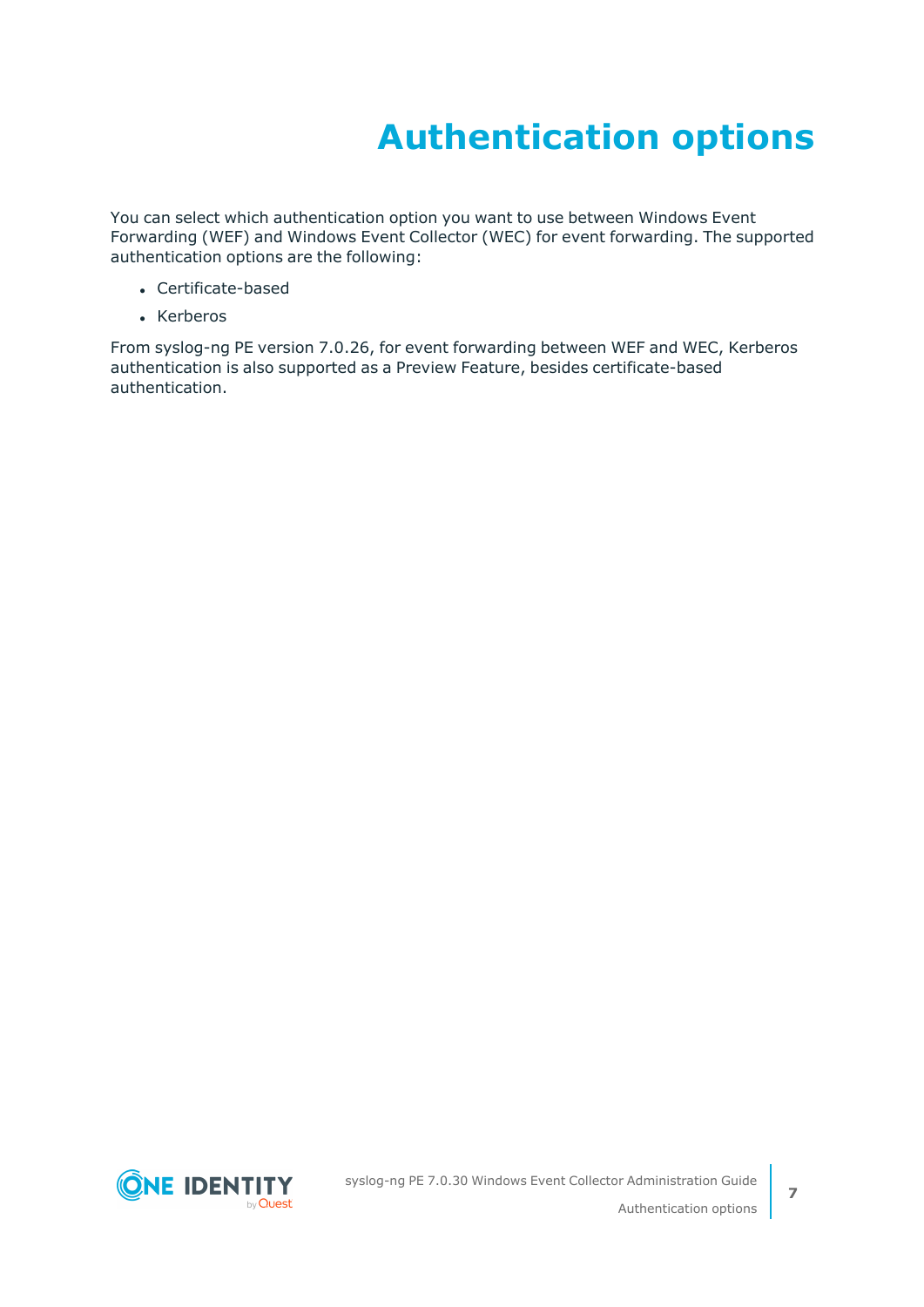# Authentication options

You can select which authentication option you want to use between Windows Event Forwarding (WEF) and Windows Event Collector (WEC) for event forwarding. The supported authentication options are the following:

- Certificate-based
- Kerberos

From syslog-ng PE version 7.0.26, for event forwarding between WEF and WEC, Kerberos authentication is also supported as a Preview Feature, besides certificate-based authentication.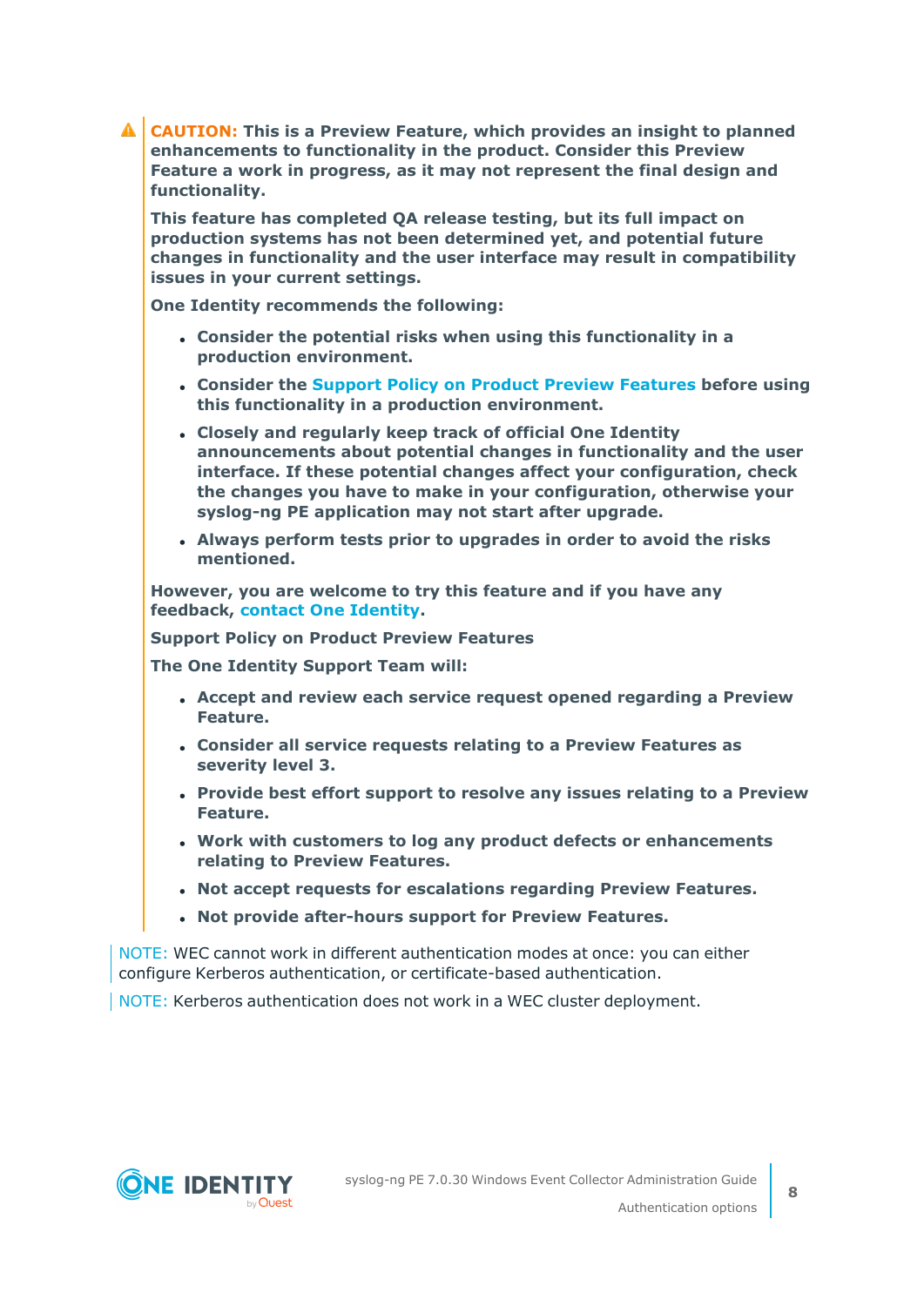**CAUTION: This is a Preview Feature, which provides an insight to planned enhancements to functionality in the product. Consider this Preview Feature a work in progress, as it may not represent the final design and functionality.**

**This feature has completed QA release testing, but its full impact on production systems has not been determined yet, and potential future changes in functionality and the user interface may result in compatibility issues in your current settings.**

**One Identity recommends the following:**

- **Consider the potential risks when using this functionality in a production environment.**
- **Consider the Support Policy on Product Preview Features before using this functionality in a production environment.**
- **Closely and regularly keep track of official One Identity announcements about potential changes in functionality and the user interface. If these potential changes affect your configuration, check the changes you have to make in your configuration, otherwise your syslog-ng PE application may not start after upgrade.**
- **Always perform tests prior to upgrades in order to avoid the risks mentioned.**

**However, you are welcome to try this feature and if you have any feedback, contact One Identity.**

**Support Policy on Product Preview Features**

**The One Identity Support Team will:**

- **Accept and review each service request opened regarding a Preview Feature.**
- **Consider all service requests relating to a Preview Features as severity level 3.**
- **Provide best effort support to resolve any issues relating to a Preview Feature.**
- **Work with customers to log any product defects or enhancements relating to Preview Features.**
- **Not accept requests for escalations regarding Preview Features.**
- **Not provide after-hours support for Preview Features.**

NOTE: WEC cannot work in different authentication modes at once: you can either configure Kerberos authentication, or certificate-based authentication.

NOTE: Kerberos authentication does not work in a WEC cluster deployment.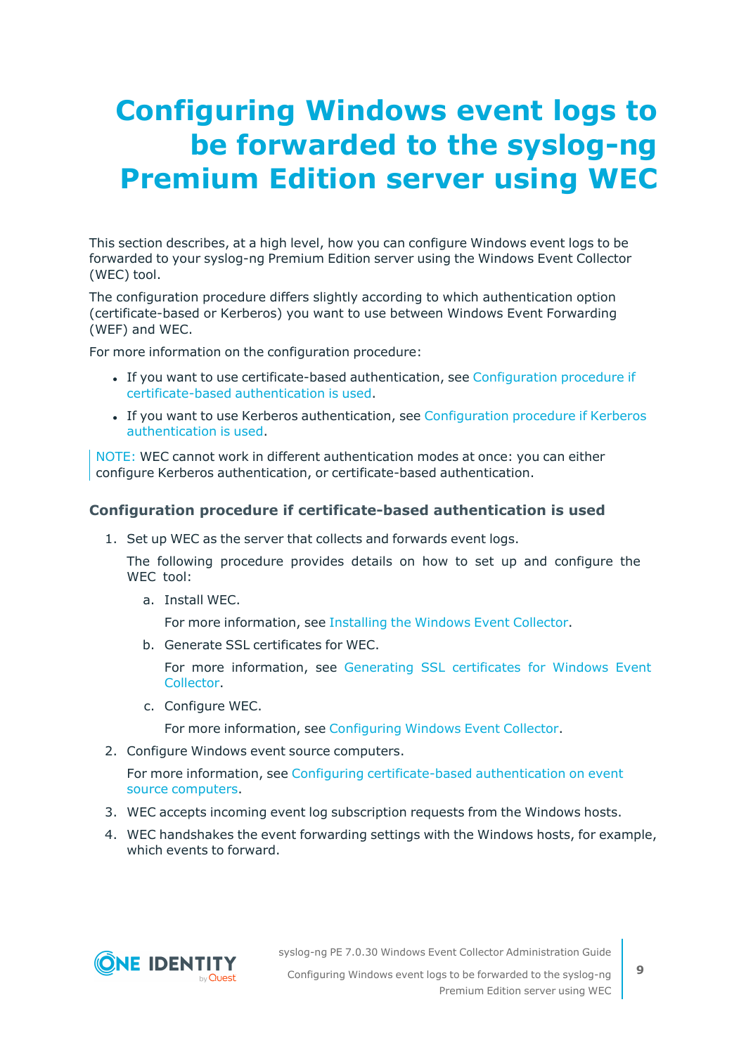# Configuring Windows event logs to be forwarded to the syslog-ng Premium Edition server using WEC

This section describes, at a high level, how you can configure Windows event logs to be forwarded to your syslog-ng Premium Edition server using the Windows Event Collector (WEC) tool.

The configuration procedure differs slightly according to which authentication option (certificate-based or Kerberos) you want to use between Windows Event Forwarding (WEF) and WEC.

For more information on the configuration procedure:

- If you want to use certificate-based authentication, see Configuration procedure if certificate-based authentication is used.
- If you want to use Kerberos authentication, see Configuration procedure if Kerberos authentication is used.

> NOTE: WEC cannot work in different authentication modes at once: you can either configure Kerberos authentication, or certificate-based authentication.

### Configuration procedure if certificate-based authentication is used

1. Set up WEC as the server that collects and forwards event logs.

   The following procedure provides details on how to set up and configure the WEC tool:

   a. Install WEC.

      For more information, see Installing the Windows Event Collector.

   b. Generate SSL certificates for WEC.

      For more information, see Generating SSL certificates for Windows Event Collector.

   c. Configure WEC.

      For more information, see Configuring Windows Event Collector.

2. Configure Windows event source computers.

   For more information, see Configuring certificate-based authentication on event source computers.

3. WEC accepts incoming event log subscription requests from the Windows hosts.
4. WEC handshakes the event forwarding settings with the Windows hosts, for example, which events to forward.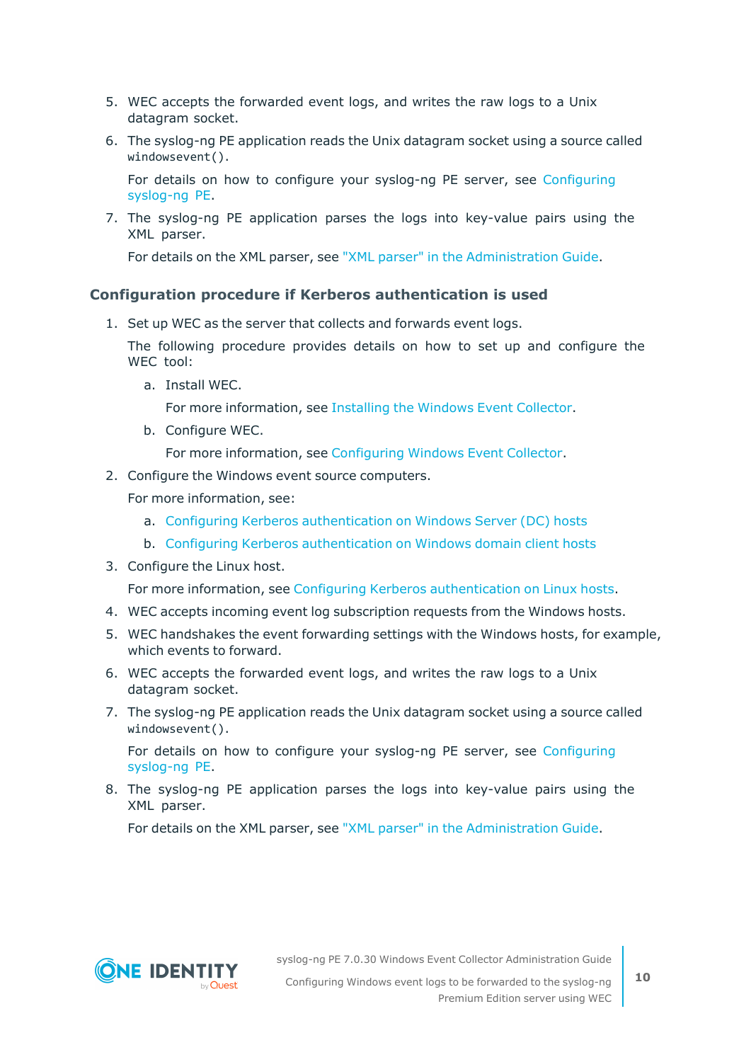5. WEC accepts the forwarded event logs, and writes the raw logs to a Unix datagram socket.

6. The syslog-ng PE application reads the Unix datagram socket using a source called `windowsevent()`.

   For details on how to configure your syslog-ng PE server, see Configuring syslog-ng PE.

7. The syslog-ng PE application parses the logs into key-value pairs using the XML parser.

   For details on the XML parser, see "XML parser" in the Administration Guide.

### Configuration procedure if Kerberos authentication is used

1. Set up WEC as the server that collects and forwards event logs.

   The following procedure provides details on how to set up and configure the WEC tool:

   a. Install WEC.

      For more information, see Installing the Windows Event Collector.

   b. Configure WEC.

      For more information, see Configuring Windows Event Collector.

2. Configure the Windows event source computers.

   For more information, see:

   a. Configuring Kerberos authentication on Windows Server (DC) hosts

   b. Configuring Kerberos authentication on Windows domain client hosts

3. Configure the Linux host.

   For more information, see Configuring Kerberos authentication on Linux hosts.

4. WEC accepts incoming event log subscription requests from the Windows hosts.

5. WEC handshakes the event forwarding settings with the Windows hosts, for example, which events to forward.

6. WEC accepts the forwarded event logs, and writes the raw logs to a Unix datagram socket.

7. The syslog-ng PE application reads the Unix datagram socket using a source called `windowsevent()`.

   For details on how to configure your syslog-ng PE server, see Configuring syslog-ng PE.

8. The syslog-ng PE application parses the logs into key-value pairs using the XML parser.

   For details on the XML parser, see "XML parser" in the Administration Guide.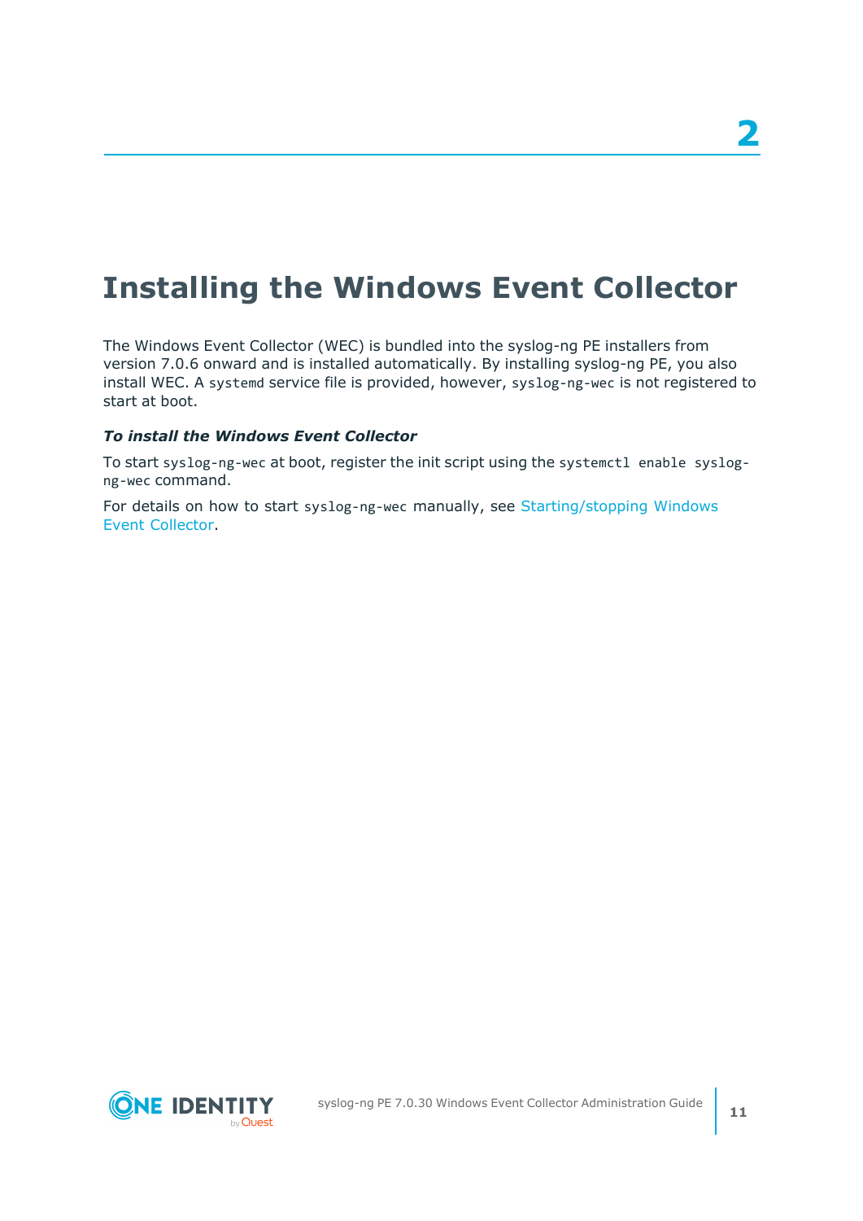# 2

# Installing the Windows Event Collector

The Windows Event Collector (WEC) is bundled into the syslog-ng PE installers from version 7.0.6 onward and is installed automatically. By installing syslog-ng PE, you also install WEC. A `systemd` service file is provided, however, `syslog-ng-wec` is not registered to start at boot.

***To install the Windows Event Collector***

To start `syslog-ng-wec` at boot, register the init script using the `systemctl enable syslog-ng-wec` command.

For details on how to start `syslog-ng-wec` manually, see Starting/stopping Windows Event Collector.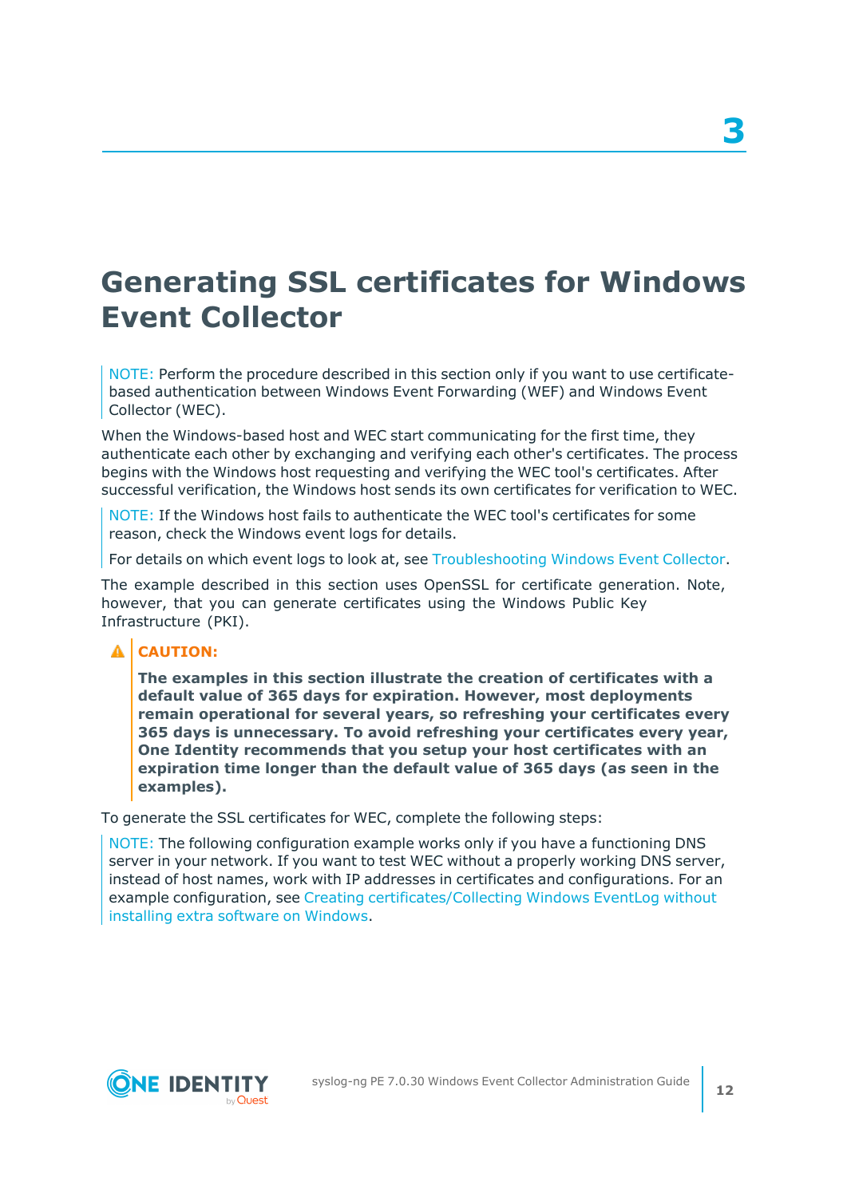# 3

# Generating SSL certificates for Windows Event Collector

NOTE: Perform the procedure described in this section only if you want to use certificate-based authentication between Windows Event Forwarding (WEF) and Windows Event Collector (WEC).

When the Windows-based host and WEC start communicating for the first time, they authenticate each other by exchanging and verifying each other's certificates. The process begins with the Windows host requesting and verifying the WEC tool's certificates. After successful verification, the Windows host sends its own certificates for verification to WEC.

NOTE: If the Windows host fails to authenticate the WEC tool's certificates for some reason, check the Windows event logs for details.

For details on which event logs to look at, see Troubleshooting Windows Event Collector.

The example described in this section uses OpenSSL for certificate generation. Note, however, that you can generate certificates using the Windows Public Key Infrastructure (PKI).

**CAUTION:**

**The examples in this section illustrate the creation of certificates with a default value of 365 days for expiration. However, most deployments remain operational for several years, so refreshing your certificates every 365 days is unnecessary. To avoid refreshing your certificates every year, One Identity recommends that you setup your host certificates with an expiration time longer than the default value of 365 days (as seen in the examples).**

To generate the SSL certificates for WEC, complete the following steps:

NOTE: The following configuration example works only if you have a functioning DNS server in your network. If you want to test WEC without a properly working DNS server, instead of host names, work with IP addresses in certificates and configurations. For an example configuration, see Creating certificates/Collecting Windows EventLog without installing extra software on Windows.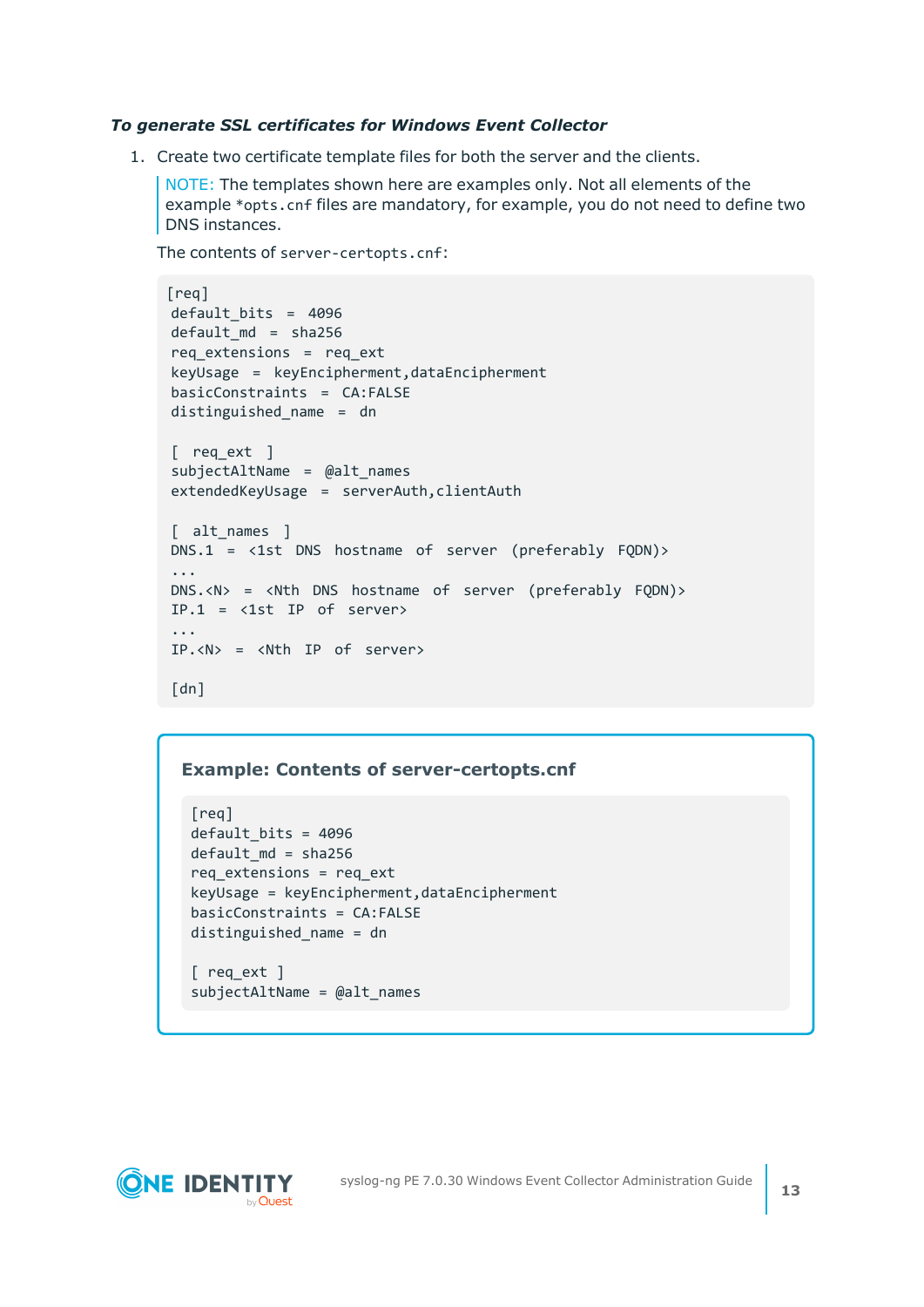*To generate SSL certificates for Windows Event Collector*

1. Create two certificate template files for both the server and the clients.

   > NOTE: The templates shown here are examples only. Not all elements of the example `*opts.cnf` files are mandatory, for example, you do not need to define two DNS instances.

   The contents of `server-certopts.cnf`:

   ```
   [req]
   default_bits  =  4096
   default_md  =  sha256
   req_extensions  =  req_ext
   keyUsage  =  keyEncipherment,dataEncipherment
   basicConstraints  =  CA:FALSE
   distinguished_name  =  dn

   [  req_ext  ]
   subjectAltName  =  @alt_names
   extendedKeyUsage  =  serverAuth,clientAuth

   [  alt_names  ]
   DNS.1  =  <1st  DNS  hostname  of  server  (preferably  FQDN)>
   ...
   DNS.<N>  =  <Nth  DNS  hostname  of  server  (preferably  FQDN)>
   IP.1  =  <1st  IP  of  server>
   ...
   IP.<N>  =  <Nth  IP  of  server>

   [dn]
   ```

   **Example: Contents of server-certopts.cnf**

   ```
   [req]
   default_bits = 4096
   default_md = sha256
   req_extensions = req_ext
   keyUsage = keyEncipherment,dataEncipherment
   basicConstraints = CA:FALSE
   distinguished_name = dn

   [ req_ext ]
   subjectAltName = @alt_names
   ```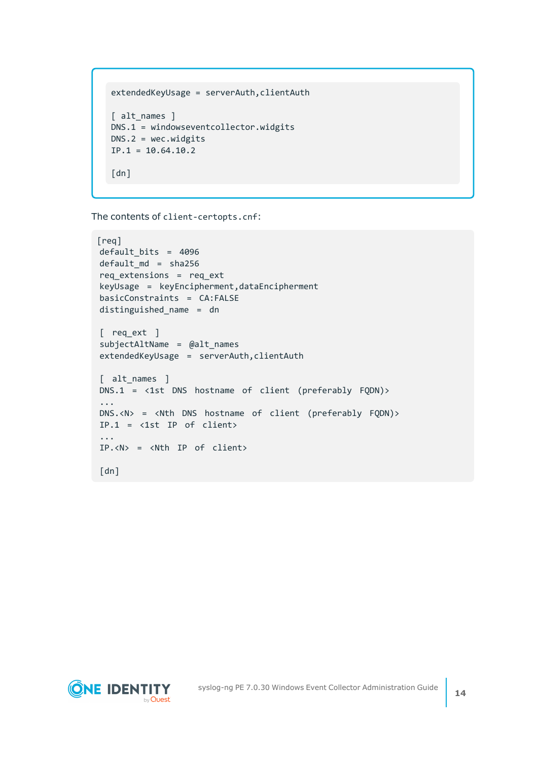```
extendedKeyUsage = serverAuth,clientAuth

[ alt_names ]
DNS.1 = windowseventcollector.widgits
DNS.2 = wec.widgits
IP.1 = 10.64.10.2

[dn]
```

The contents of `client-certopts.cnf`:

```
[req]
default_bits  =  4096
default_md  =  sha256
req_extensions  =  req_ext
keyUsage  =  keyEncipherment,dataEncipherment
basicConstraints  =  CA:FALSE
distinguished_name  =  dn

[  req_ext  ]
subjectAltName  =  @alt_names
extendedKeyUsage  =  serverAuth,clientAuth

[  alt_names  ]
DNS.1  =  <1st  DNS  hostname  of  client  (preferably  FQDN)>
...
DNS.<N>  =  <Nth  DNS  hostname  of  client  (preferably  FQDN)>
IP.1  =  <1st  IP  of  client>
...
IP.<N>  =  <Nth  IP  of  client>

[dn]
```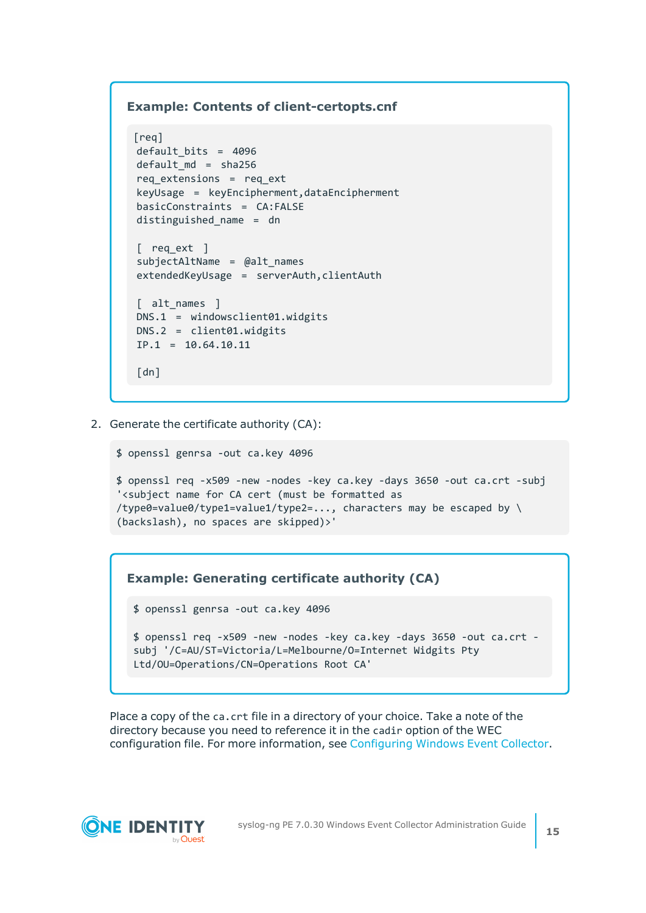**Example: Contents of client-certopts.cnf**

```
[req]
default_bits  =  4096
default_md  =  sha256
req_extensions  =  req_ext
keyUsage  =  keyEncipherment,dataEncipherment
basicConstraints  =  CA:FALSE
distinguished_name  =  dn

[  req_ext  ]
subjectAltName  =  @alt_names
extendedKeyUsage  =  serverAuth,clientAuth

[  alt_names  ]
DNS.1  =  windowsclient01.widgits
DNS.2  =  client01.widgits
IP.1  =  10.64.10.11

[dn]
```

2. Generate the certificate authority (CA):

```
$ openssl genrsa -out ca.key 4096

$ openssl req -x509 -new -nodes -key ca.key -days 3650 -out ca.crt -subj
'<subject name for CA cert (must be formatted as
/type0=value0/type1=value1/type2=..., characters may be escaped by \
(backslash), no spaces are skipped)>'
```

**Example: Generating certificate authority (CA)**

```
$ openssl genrsa -out ca.key 4096

$ openssl req -x509 -new -nodes -key ca.key -days 3650 -out ca.crt -
subj '/C=AU/ST=Victoria/L=Melbourne/O=Internet Widgits Pty
Ltd/OU=Operations/CN=Operations Root CA'
```

Place a copy of the `ca.crt` file in a directory of your choice. Take a note of the directory because you need to reference it in the `cadir` option of the WEC configuration file. For more information, see Configuring Windows Event Collector.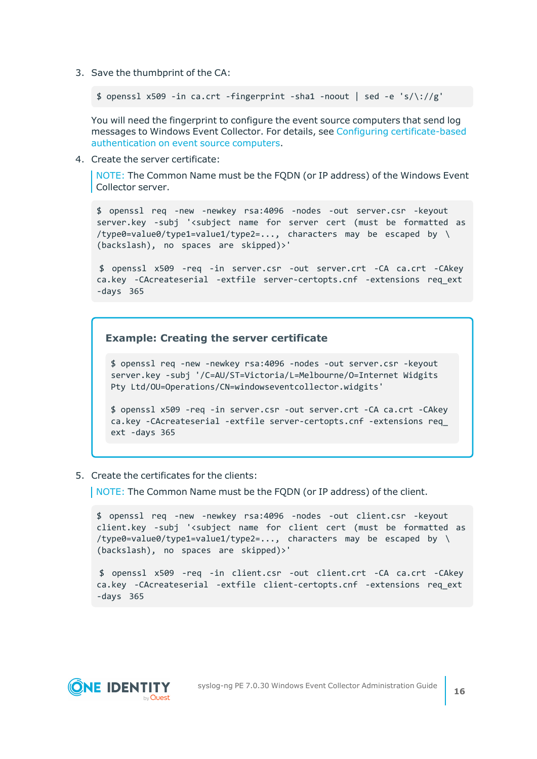3. Save the thumbprint of the CA:

   ```
   $ openssl x509 -in ca.crt -fingerprint -sha1 -noout | sed -e 's/\://g'
   ```

   You will need the fingerprint to configure the event source computers that send log messages to Windows Event Collector. For details, see Configuring certificate-based authentication on event source computers.

4. Create the server certificate:

   > NOTE: The Common Name must be the FQDN (or IP address) of the Windows Event Collector server.

   ```
   $ openssl req -new -newkey rsa:4096 -nodes -out server.csr -keyout server.key -subj '<subject name for server cert (must be formatted as /type0=value0/type1=value1/type2=..., characters may be escaped by \ (backslash), no spaces are skipped)>'

   $ openssl x509 -req -in server.csr -out server.crt -CA ca.crt -CAkey ca.key -CAcreateserial -extfile server-certopts.cnf -extensions req_ext -days 365
   ```

   **Example: Creating the server certificate**

   ```
   $ openssl req -new -newkey rsa:4096 -nodes -out server.csr -keyout server.key -subj '/C=AU/ST=Victoria/L=Melbourne/O=Internet Widgits Pty Ltd/OU=Operations/CN=windowseventcollector.widgits'

   $ openssl x509 -req -in server.csr -out server.crt -CA ca.crt -CAkey ca.key -CAcreateserial -extfile server-certopts.cnf -extensions req_ext -days 365
   ```

5. Create the certificates for the clients:

   > NOTE: The Common Name must be the FQDN (or IP address) of the client.

   ```
   $ openssl req -new -newkey rsa:4096 -nodes -out client.csr -keyout client.key -subj '<subject name for client cert (must be formatted as /type0=value0/type1=value1/type2=..., characters may be escaped by \ (backslash), no spaces are skipped)>'

   $ openssl x509 -req -in client.csr -out client.crt -CA ca.crt -CAkey ca.key -CAcreateserial -extfile client-certopts.cnf -extensions req_ext -days 365
   ```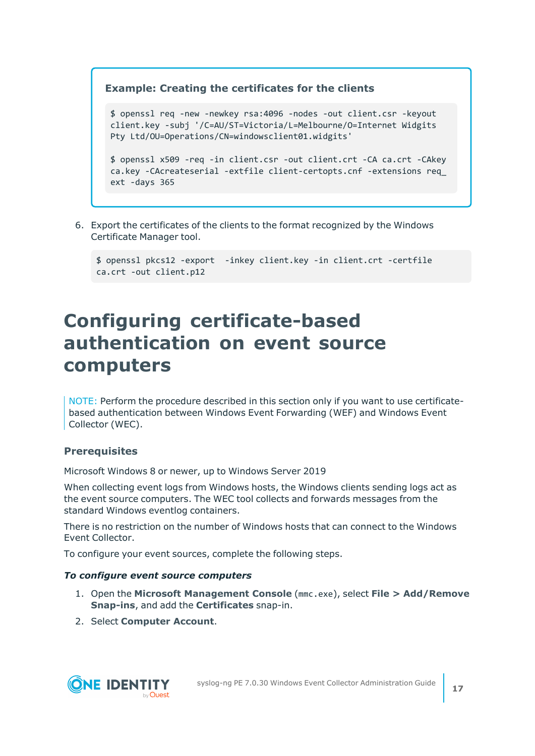**Example: Creating the certificates for the clients**

```
$ openssl req -new -newkey rsa:4096 -nodes -out client.csr -keyout
client.key -subj '/C=AU/ST=Victoria/L=Melbourne/O=Internet Widgits
Pty Ltd/OU=Operations/CN=windowsclient01.widgits'

$ openssl x509 -req -in client.csr -out client.crt -CA ca.crt -CAkey
ca.key -CAcreateserial -extfile client-certopts.cnf -extensions req_
ext -days 365
```

6. Export the certificates of the clients to the format recognized by the Windows Certificate Manager tool.

   ```
   $ openssl pkcs12 -export  -inkey client.key -in client.crt -certfile
   ca.crt -out client.p12
   ```

# Configuring certificate-based authentication on event source computers

NOTE: Perform the procedure described in this section only if you want to use certificate-based authentication between Windows Event Forwarding (WEF) and Windows Event Collector (WEC).

### Prerequisites

Microsoft Windows 8 or newer, up to Windows Server 2019

When collecting event logs from Windows hosts, the Windows clients sending logs act as the event source computers. The WEC tool collects and forwards messages from the standard Windows eventlog containers.

There is no restriction on the number of Windows hosts that can connect to the Windows Event Collector.

To configure your event sources, complete the following steps.

***To configure event source computers***

1. Open the **Microsoft Management Console** (`mmc.exe`), select **File > Add/Remove Snap-ins**, and add the **Certificates** snap-in.
2. Select **Computer Account**.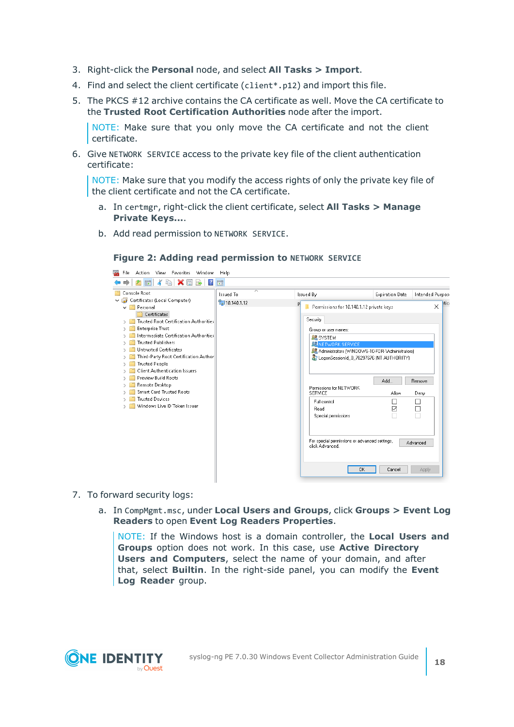3. Right-click the **Personal** node, and select **All Tasks > Import**.
4. Find and select the client certificate (`client*.p12`) and import this file.
5. The PKCS #12 archive contains the CA certificate as well. Move the CA certificate to the **Trusted Root Certification Authorities** node after the import.

   NOTE: Make sure that you only move the CA certificate and not the client certificate.

6. Give `NETWORK SERVICE` access to the private key file of the client authentication certificate:

   NOTE: Make sure that you modify the access rights of only the private key file of the client certificate and not the CA certificate.

   a. In `certmgr`, right-click the client certificate, select **All Tasks > Manage Private Keys...**.

   b. Add read permission to `NETWORK SERVICE`.

   **Figure 2: Adding read permission to `NETWORK SERVICE`**

7. To forward security logs:

   a. In `CompMgmt.msc`, under **Local Users and Groups**, click **Groups > Event Log Readers** to open **Event Log Readers Properties**.

   NOTE: If the Windows host is a domain controller, the **Local Users and Groups** option does not work. In this case, use **Active Directory Users and Computers**, select the name of your domain, and after that, select **Builtin**. In the right-side panel, you can modify the **Event Log Reader** group.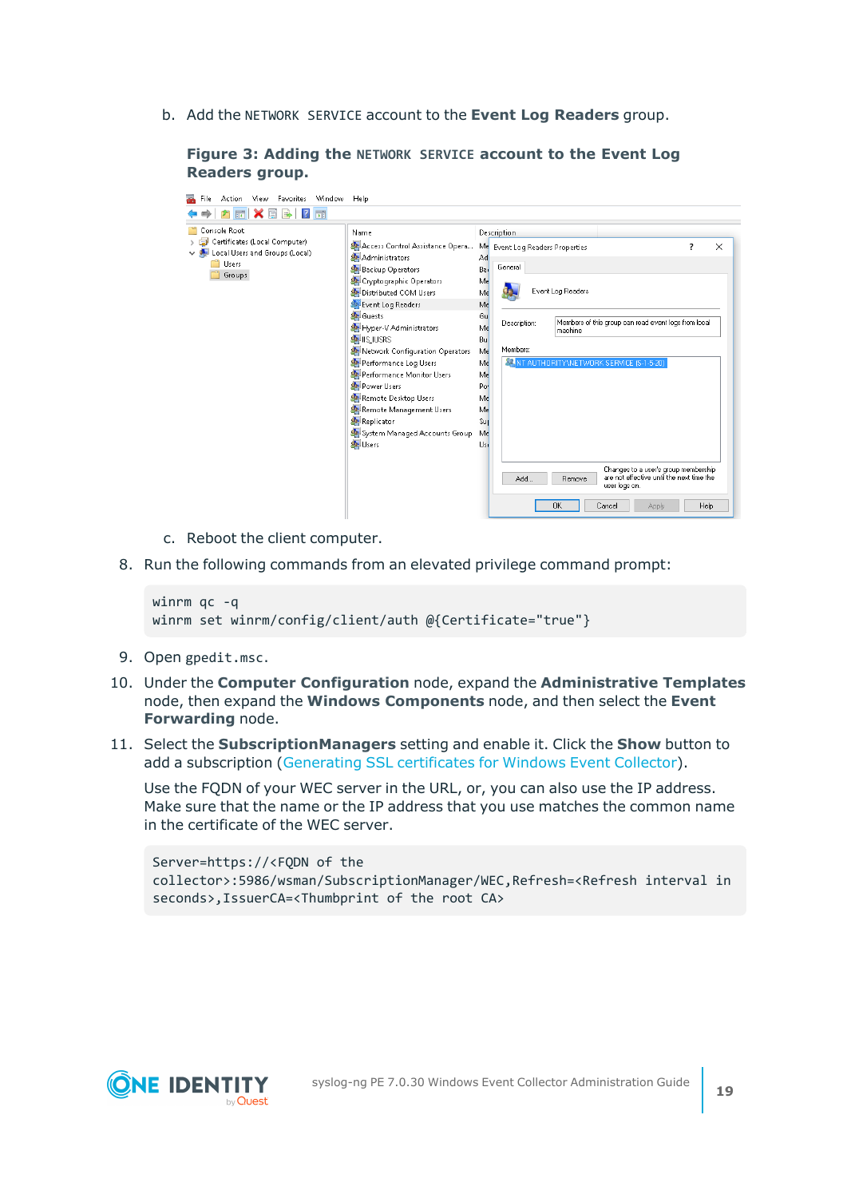b. Add the `NETWORK SERVICE` account to the **Event Log Readers** group.

**Figure 3: Adding the `NETWORK SERVICE` account to the Event Log Readers group.**

c. Reboot the client computer.

8. Run the following commands from an elevated privilege command prompt:

```
winrm qc -q
winrm set winrm/config/client/auth @{Certificate="true"}
```

9. Open `gpedit.msc`.

10. Under the **Computer Configuration** node, expand the **Administrative Templates** node, then expand the **Windows Components** node, and then select the **Event Forwarding** node.

11. Select the **SubscriptionManagers** setting and enable it. Click the **Show** button to add a subscription (Generating SSL certificates for Windows Event Collector).

    Use the FQDN of your WEC server in the URL, or, you can also use the IP address. Make sure that the name or the IP address that you use matches the common name in the certificate of the WEC server.

```
Server=https://<FQDN of the collector>:5986/wsman/SubscriptionManager/WEC,Refresh=<Refresh interval in seconds>,IssuerCA=<Thumbprint of the root CA>
```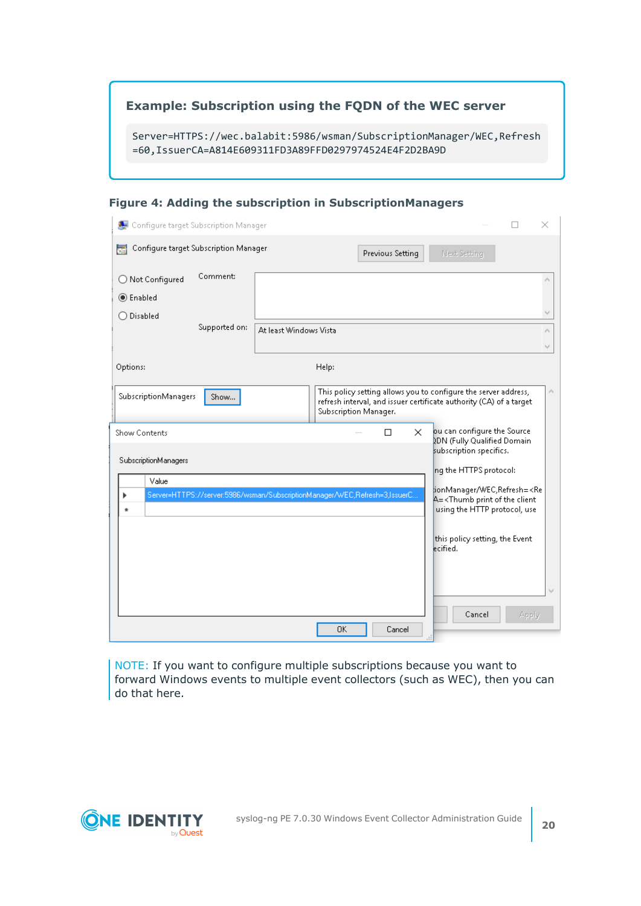**Example: Subscription using the FQDN of the WEC server**

```
Server=HTTPS://wec.balabit:5986/wsman/SubscriptionManager/WEC,Refresh
=60,IssuerCA=A814E609311FD3A89FFD0297974524E4F2D2BA9D
```

**Figure 4: Adding the subscription in SubscriptionManagers**

NOTE: If you want to configure multiple subscriptions because you want to forward Windows events to multiple event collectors (such as WEC), then you can do that here.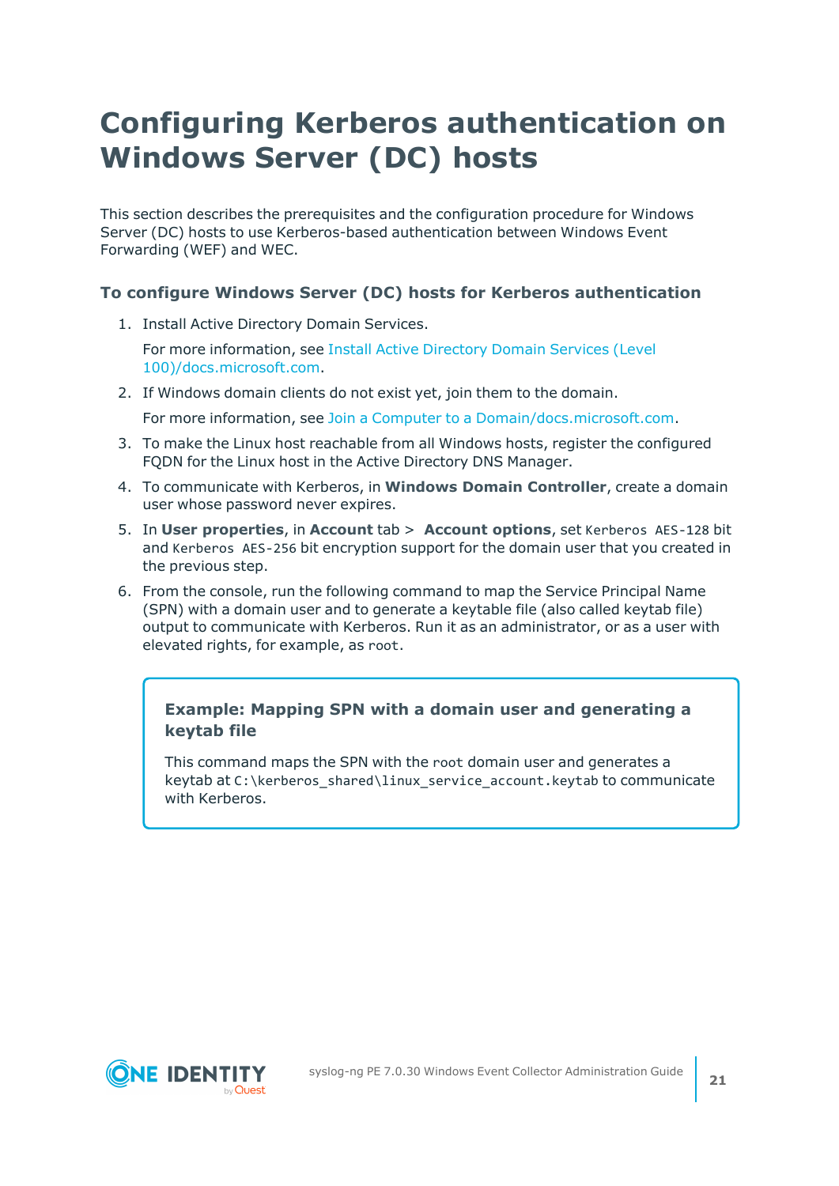# Configuring Kerberos authentication on Windows Server (DC) hosts

This section describes the prerequisites and the configuration procedure for Windows Server (DC) hosts to use Kerberos-based authentication between Windows Event Forwarding (WEF) and WEC.

### To configure Windows Server (DC) hosts for Kerberos authentication

1. Install Active Directory Domain Services.

   For more information, see Install Active Directory Domain Services (Level 100)/docs.microsoft.com.

2. If Windows domain clients do not exist yet, join them to the domain.

   For more information, see Join a Computer to a Domain/docs.microsoft.com.

3. To make the Linux host reachable from all Windows hosts, register the configured FQDN for the Linux host in the Active Directory DNS Manager.

4. To communicate with Kerberos, in **Windows Domain Controller**, create a domain user whose password never expires.

5. In **User properties**, in **Account** tab > **Account options**, set `Kerberos AES-128` bit and `Kerberos AES-256` bit encryption support for the domain user that you created in the previous step.

6. From the console, run the following command to map the Service Principal Name (SPN) with a domain user and to generate a keytable file (also called keytab file) output to communicate with Kerberos. Run it as an administrator, or as a user with elevated rights, for example, as `root`.

   > **Example: Mapping SPN with a domain user and generating a keytab file**
   >
   > This command maps the SPN with the `root` domain user and generates a keytab at `C:\kerberos_shared\linux_service_account.keytab` to communicate with Kerberos.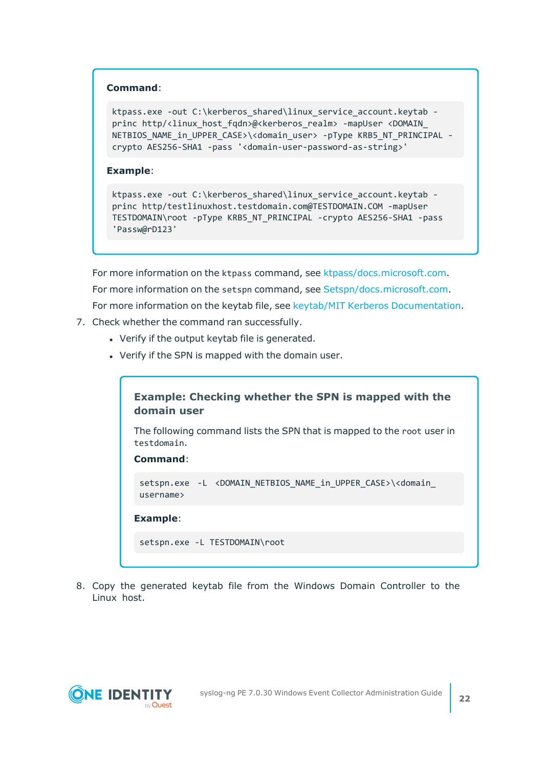**Command**:

```
ktpass.exe -out C:\kerberos_shared\linux_service_account.keytab -
princ http/<linux_host_fqdn>@<kerberos_realm> -mapUser <DOMAIN_
NETBIOS_NAME_in_UPPER_CASE>\<domain_user> -pType KRB5_NT_PRINCIPAL -
crypto AES256-SHA1 -pass '<domain-user-password-as-string>'
```

**Example**:

```
ktpass.exe -out C:\kerberos_shared\linux_service_account.keytab -
princ http/testlinuxhost.testdomain.com@TESTDOMAIN.COM -mapUser
TESTDOMAIN\root -pType KRB5_NT_PRINCIPAL -crypto AES256-SHA1 -pass
'Passw@rD123'
```

For more information on the `ktpass` command, see ktpass/docs.microsoft.com.

For more information on the `setspn` command, see Setspn/docs.microsoft.com.

For more information on the keytab file, see keytab/MIT Kerberos Documentation.

7. Check whether the command ran successfully.
   - Verify if the output keytab file is generated.
   - Verify if the SPN is mapped with the domain user.

### Example: Checking whether the SPN is mapped with the domain user

The following command lists the SPN that is mapped to the `root` user in `testdomain`.

**Command**:

```
setspn.exe -L <DOMAIN_NETBIOS_NAME_in_UPPER_CASE>\<domain_
username>
```

**Example**:

```
setspn.exe -L TESTDOMAIN\root
```

8. Copy the generated keytab file from the Windows Domain Controller to the Linux host.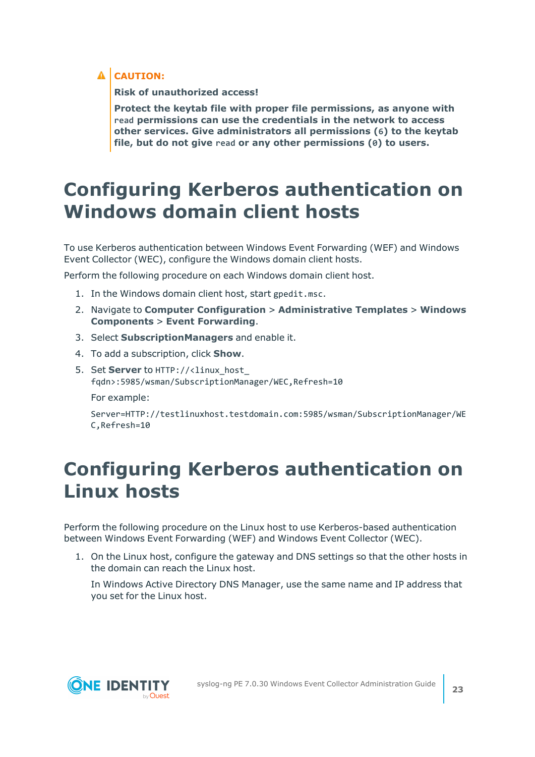> ⚠ **CAUTION:**
>
> **Risk of unauthorized access!**
>
> **Protect the keytab file with proper file permissions, as anyone with `read` permissions can use the credentials in the network to access other services. Give administrators all permissions (`6`) to the keytab file, but do not give `read` or any other permissions (`0`) to users.**

# Configuring Kerberos authentication on Windows domain client hosts

To use Kerberos authentication between Windows Event Forwarding (WEF) and Windows Event Collector (WEC), configure the Windows domain client hosts.

Perform the following procedure on each Windows domain client host.

1. In the Windows domain client host, start `gpedit.msc`.
2. Navigate to **Computer Configuration** > **Administrative Templates** > **Windows Components** > **Event Forwarding**.
3. Select **SubscriptionManagers** and enable it.
4. To add a subscription, click **Show**.
5. Set **Server** to `HTTP://<linux_host_fqdn>:5985/wsman/SubscriptionManager/WEC,Refresh=10`

   For example:

   ```
   Server=HTTP://testlinuxhost.testdomain.com:5985/wsman/SubscriptionManager/WEC,Refresh=10
   ```

# Configuring Kerberos authentication on Linux hosts

Perform the following procedure on the Linux host to use Kerberos-based authentication between Windows Event Forwarding (WEF) and Windows Event Collector (WEC).

1. On the Linux host, configure the gateway and DNS settings so that the other hosts in the domain can reach the Linux host.

   In Windows Active Directory DNS Manager, use the same name and IP address that you set for the Linux host.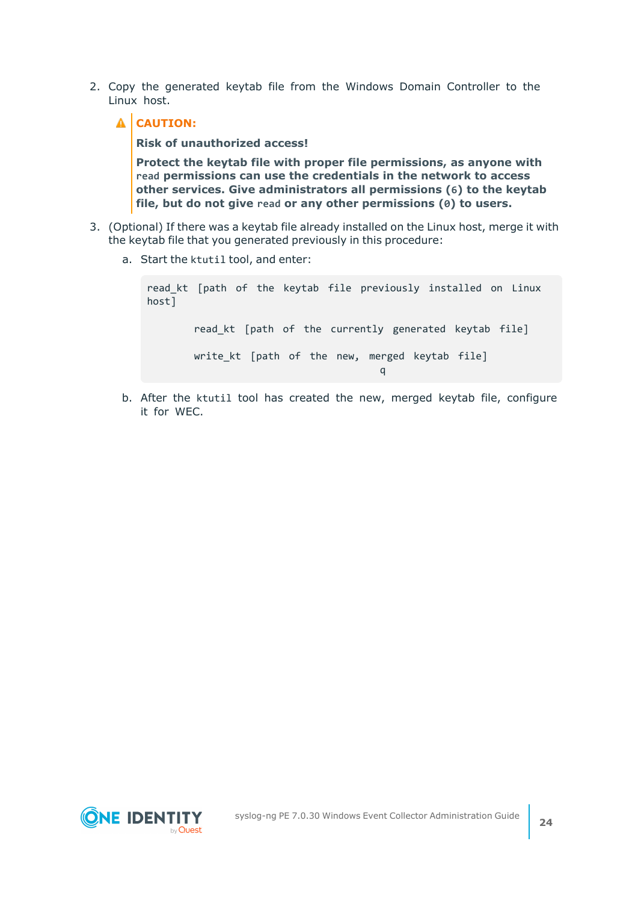2. Copy the generated keytab file from the Windows Domain Controller to the Linux host.

   > ⚠ **CAUTION:**
   >
   > **Risk of unauthorized access!**
   >
   > **Protect the keytab file with proper file permissions, as anyone with `read` permissions can use the credentials in the network to access other services. Give administrators all permissions (`6`) to the keytab file, but do not give `read` or any other permissions (`0`) to users.**

3. (Optional) If there was a keytab file already installed on the Linux host, merge it with the keytab file that you generated previously in this procedure:

   a. Start the `ktutil` tool, and enter:

   ```
   read_kt [path of the keytab file previously installed on Linux host]

           read_kt [path of the currently generated keytab file]

           write_kt [path of the new, merged keytab file]
                                           q
   ```

   b. After the `ktutil` tool has created the new, merged keytab file, configure it for WEC.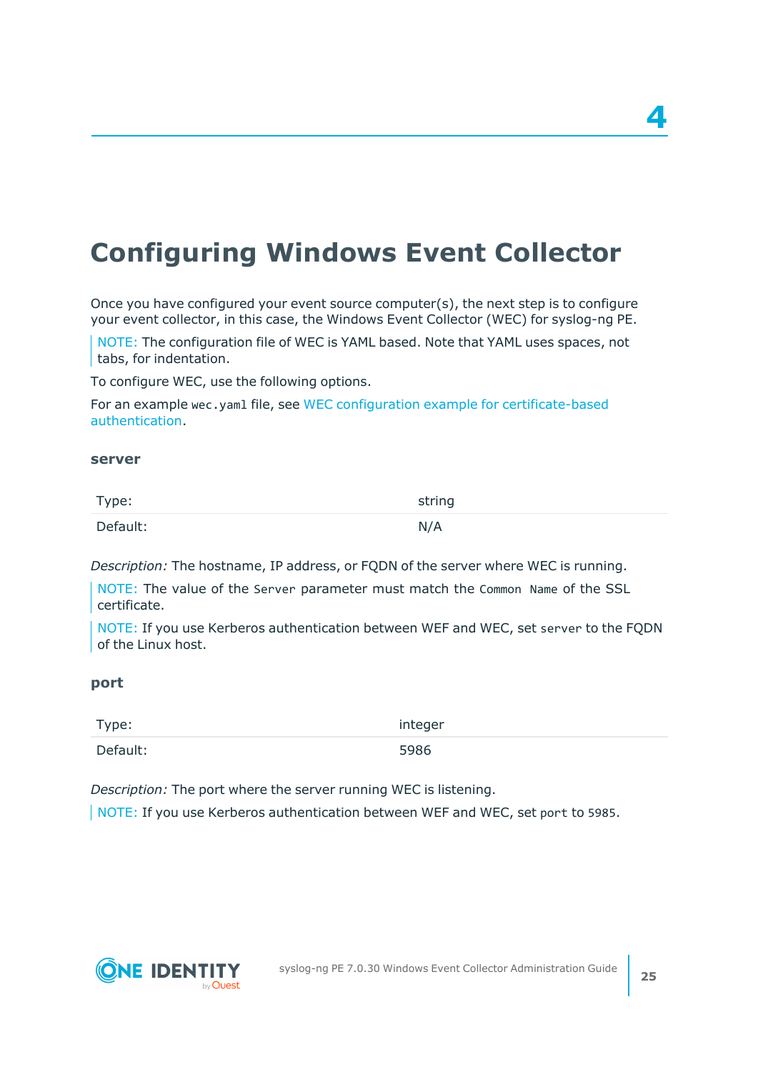# 4

# Configuring Windows Event Collector

Once you have configured your event source computer(s), the next step is to configure your event collector, in this case, the Windows Event Collector (WEC) for syslog-ng PE.

> NOTE: The configuration file of WEC is YAML based. Note that YAML uses spaces, not tabs, for indentation.

To configure WEC, use the following options.

For an example `wec.yaml` file, see WEC configuration example for certificate-based authentication.

### server

| Type: | string |
|---|---|
| Default: | N/A |

*Description:* The hostname, IP address, or FQDN of the server where WEC is running.

> NOTE: The value of the `Server` parameter must match the `Common Name` of the SSL certificate.

> NOTE: If you use Kerberos authentication between WEF and WEC, set `server` to the FQDN of the Linux host.

### port

| Type: | integer |
|---|---|
| Default: | 5986 |

*Description:* The port where the server running WEC is listening.

> NOTE: If you use Kerberos authentication between WEF and WEC, set `port` to `5985`.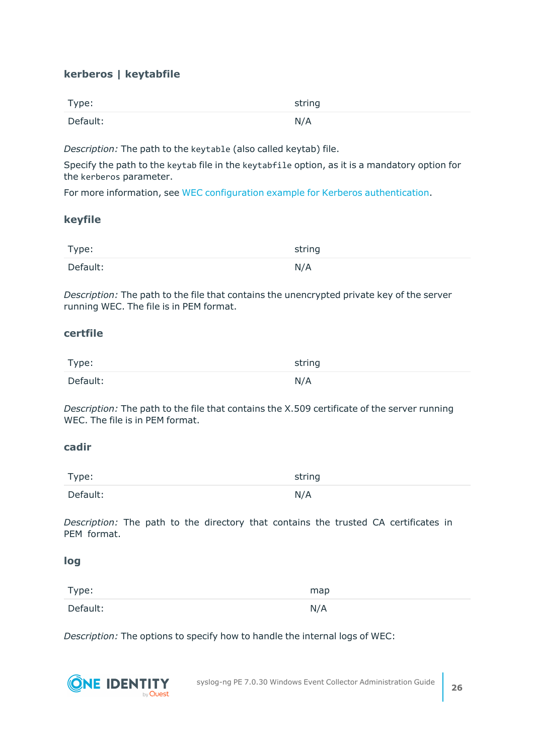### kerberos | keytabfile

| Type: | string |
|---|---|
| Default: | N/A |

*Description:* The path to the `keytable` (also called keytab) file.

Specify the path to the `keytab` file in the `keytabfile` option, as it is a mandatory option for the `kerberos` parameter.

For more information, see WEC configuration example for Kerberos authentication.

### keyfile

| Type: | string |
|---|---|
| Default: | N/A |

*Description:* The path to the file that contains the unencrypted private key of the server running WEC. The file is in PEM format.

### certfile

| Type: | string |
|---|---|
| Default: | N/A |

*Description:* The path to the file that contains the X.509 certificate of the server running WEC. The file is in PEM format.

### cadir

| Type: | string |
|---|---|
| Default: | N/A |

*Description:* The path to the directory that contains the trusted CA certificates in PEM format.

### log

| Type: | map |
|---|---|
| Default: | N/A |

*Description:* The options to specify how to handle the internal logs of WEC: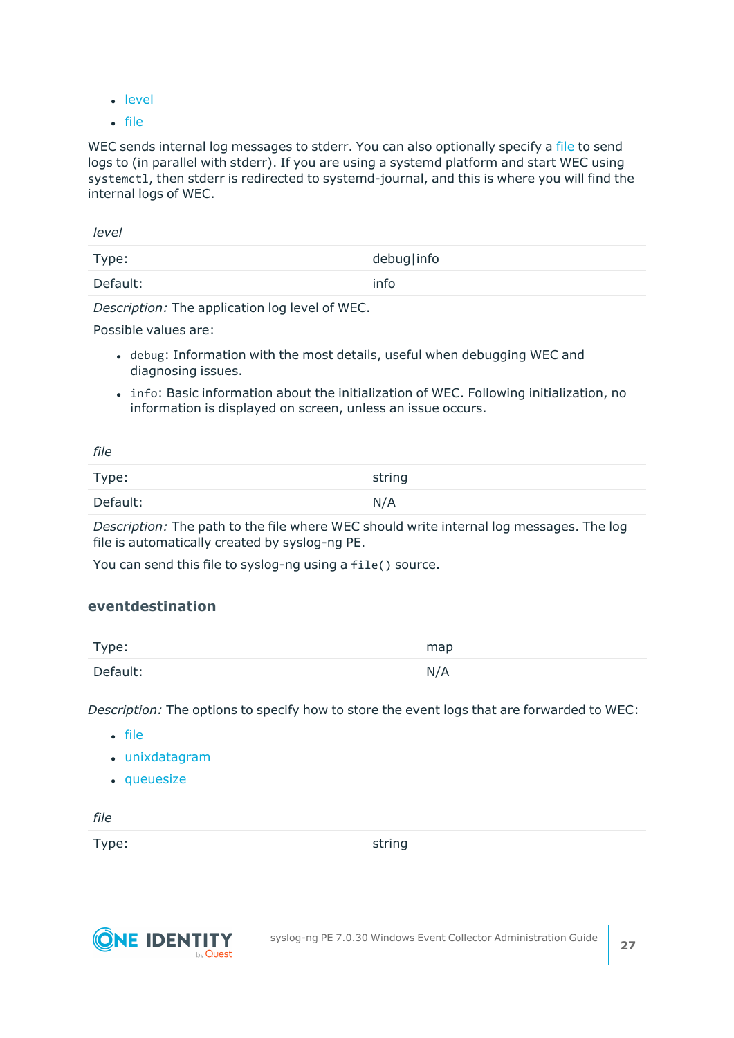- level
- file

WEC sends internal log messages to stderr. You can also optionally specify a file to send logs to (in parallel with stderr). If you are using a systemd platform and start WEC using `systemctl`, then stderr is redirected to systemd-journal, and this is where you will find the internal logs of WEC.

*level*

| | |
|---|---|
| Type: | debug\|info |
| Default: | info |

*Description:* The application log level of WEC.

Possible values are:

- `debug`: Information with the most details, useful when debugging WEC and diagnosing issues.
- `info`: Basic information about the initialization of WEC. Following initialization, no information is displayed on screen, unless an issue occurs.

*file*

| | |
|---|---|
| Type: | string |
| Default: | N/A |

*Description:* The path to the file where WEC should write internal log messages. The log file is automatically created by syslog-ng PE.

You can send this file to syslog-ng using a `file()` source.

### eventdestination

| | |
|---|---|
| Type: | map |
| Default: | N/A |

*Description:* The options to specify how to store the event logs that are forwarded to WEC:

- file
- unixdatagram
- queuesize

*file*

| | |
|---|---|
| Type: | string |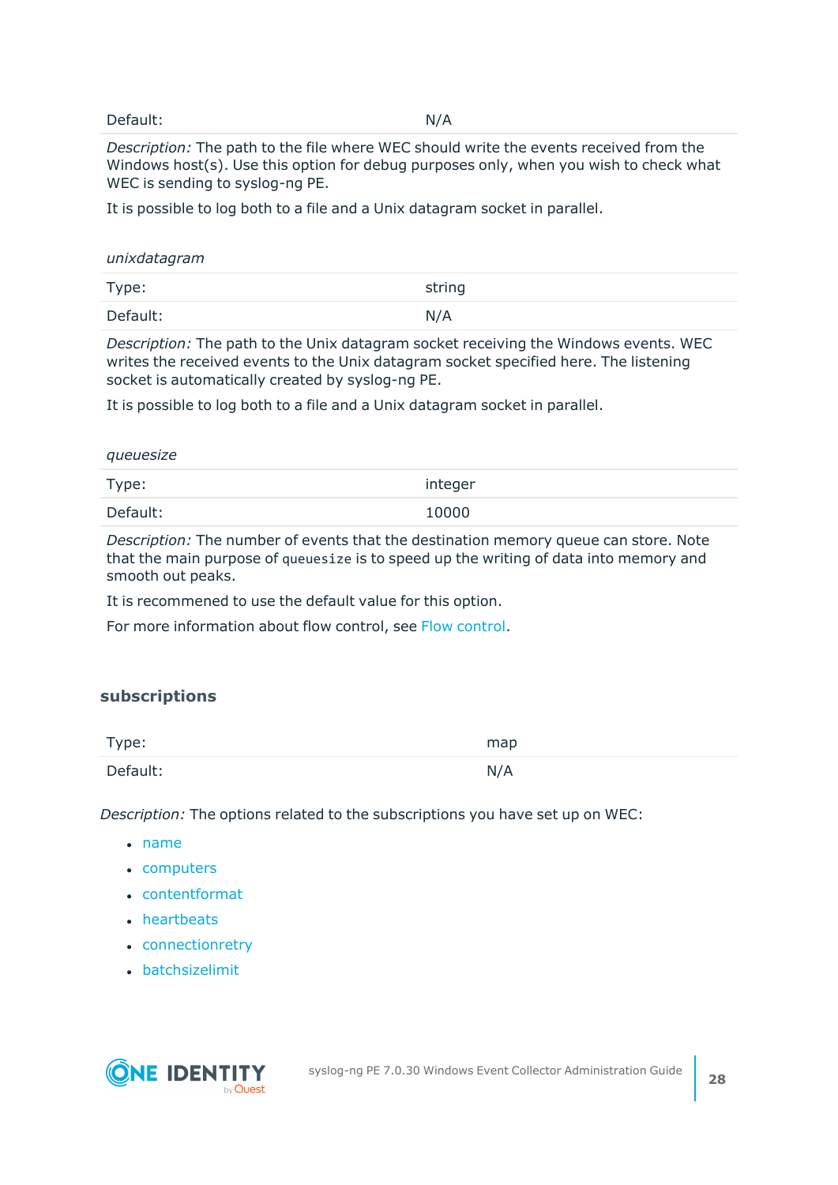| | |
|---|---|
| Default: | N/A |

*Description:* The path to the file where WEC should write the events received from the Windows host(s). Use this option for debug purposes only, when you wish to check what WEC is sending to syslog-ng PE.

It is possible to log both to a file and a Unix datagram socket in parallel.

*unixdatagram*

| | |
|---|---|
| Type: | string |
| Default: | N/A |

*Description:* The path to the Unix datagram socket receiving the Windows events. WEC writes the received events to the Unix datagram socket specified here. The listening socket is automatically created by syslog-ng PE.

It is possible to log both to a file and a Unix datagram socket in parallel.

*queuesize*

| | |
|---|---|
| Type: | integer |
| Default: | 10000 |

*Description:* The number of events that the destination memory queue can store. Note that the main purpose of `queuesize` is to speed up the writing of data into memory and smooth out peaks.

It is recommened to use the default value for this option.

For more information about flow control, see Flow control.

### subscriptions

| | |
|---|---|
| Type: | map |
| Default: | N/A |

*Description:* The options related to the subscriptions you have set up on WEC:

- name
- computers
- contentformat
- heartbeats
- connectionretry
- batchsizelimit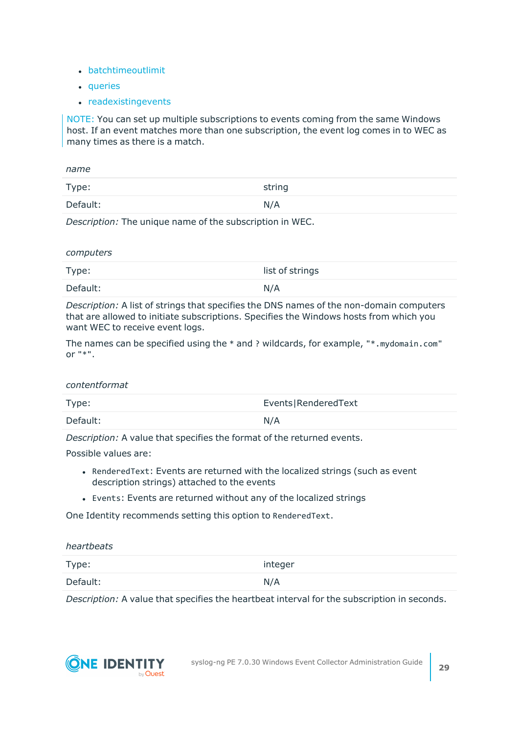- batchtimeoutlimit
- queries
- readexistingevents

NOTE: You can set up multiple subscriptions to events coming from the same Windows host. If an event matches more than one subscription, the event log comes in to WEC as many times as there is a match.

*name*

| Type: | string |
|---|---|
| Default: | N/A |

*Description:* The unique name of the subscription in WEC.

*computers*

| Type: | list of strings |
|---|---|
| Default: | N/A |

*Description:* A list of strings that specifies the DNS names of the non-domain computers that are allowed to initiate subscriptions. Specifies the Windows hosts from which you want WEC to receive event logs.

The names can be specified using the `*` and `?` wildcards, for example, "`*.mydomain.com`" or "`*`".

*contentformat*

| Type: | Events\|RenderedText |
|---|---|
| Default: | N/A |

*Description:* A value that specifies the format of the returned events.

Possible values are:

- `RenderedText`: Events are returned with the localized strings (such as event description strings) attached to the events
- `Events`: Events are returned without any of the localized strings

One Identity recommends setting this option to `RenderedText`.

*heartbeats*

| Type: | integer |
|---|---|
| Default: | N/A |

*Description:* A value that specifies the heartbeat interval for the subscription in seconds.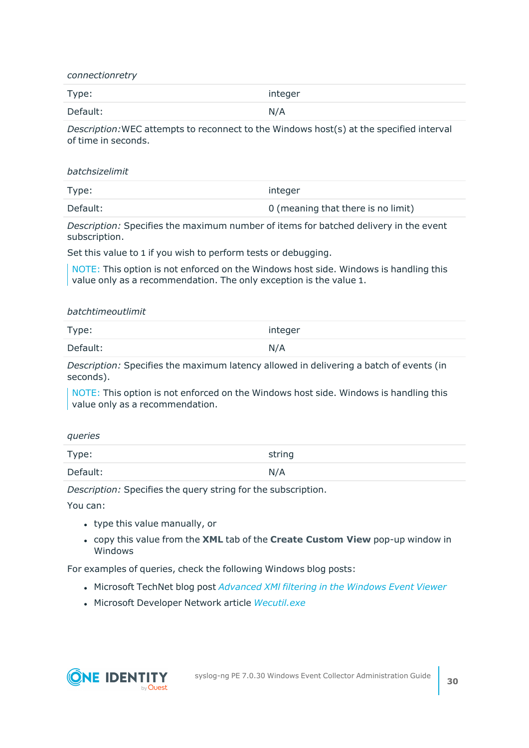*connectionretry*

| | |
|---|---|
| Type: | integer |
| Default: | N/A |

*Description:* WEC attempts to reconnect to the Windows host(s) at the specified interval of time in seconds.

*batchsizelimit*

| | |
|---|---|
| Type: | integer |
| Default: | 0 (meaning that there is no limit) |

*Description:* Specifies the maximum number of items for batched delivery in the event subscription.

Set this value to 1 if you wish to perform tests or debugging.

> NOTE: This option is not enforced on the Windows host side. Windows is handling this value only as a recommendation. The only exception is the value 1.

*batchtimeoutlimit*

| | |
|---|---|
| Type: | integer |
| Default: | N/A |

*Description:* Specifies the maximum latency allowed in delivering a batch of events (in seconds).

> NOTE: This option is not enforced on the Windows host side. Windows is handling this value only as a recommendation.

*queries*

| | |
|---|---|
| Type: | string |
| Default: | N/A |

*Description:* Specifies the query string for the subscription.

You can:

- type this value manually, or
- copy this value from the **XML** tab of the **Create Custom View** pop-up window in Windows

For examples of queries, check the following Windows blog posts:

- Microsoft TechNet blog post *Advanced XML filtering in the Windows Event Viewer*
- Microsoft Developer Network article *Wecutil.exe*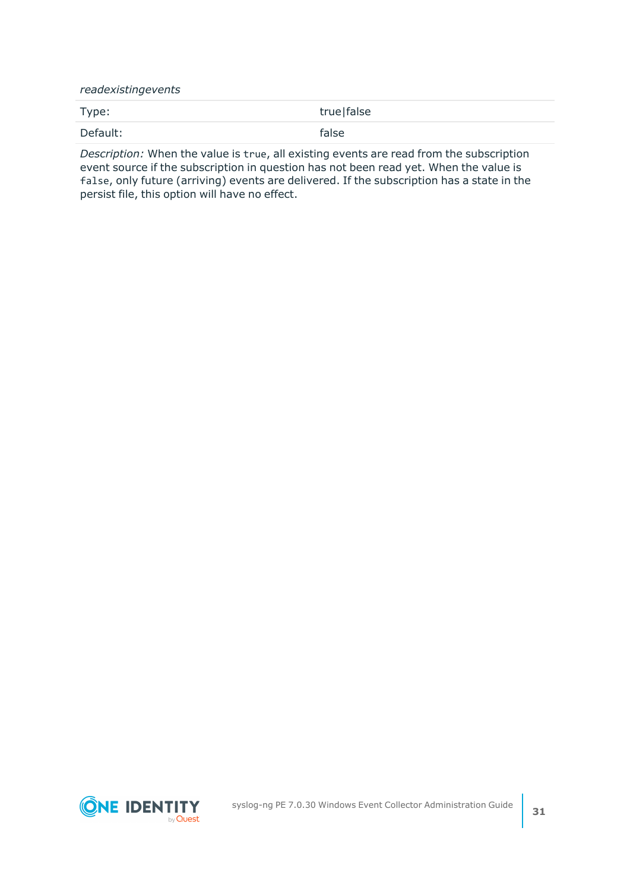*readexistingevents*

| | |
|---|---|
| Type: | true\|false |
| Default: | false |

*Description:* When the value is `true`, all existing events are read from the subscription event source if the subscription in question has not been read yet. When the value is `false`, only future (arriving) events are delivered. If the subscription has a state in the persist file, this option will have no effect.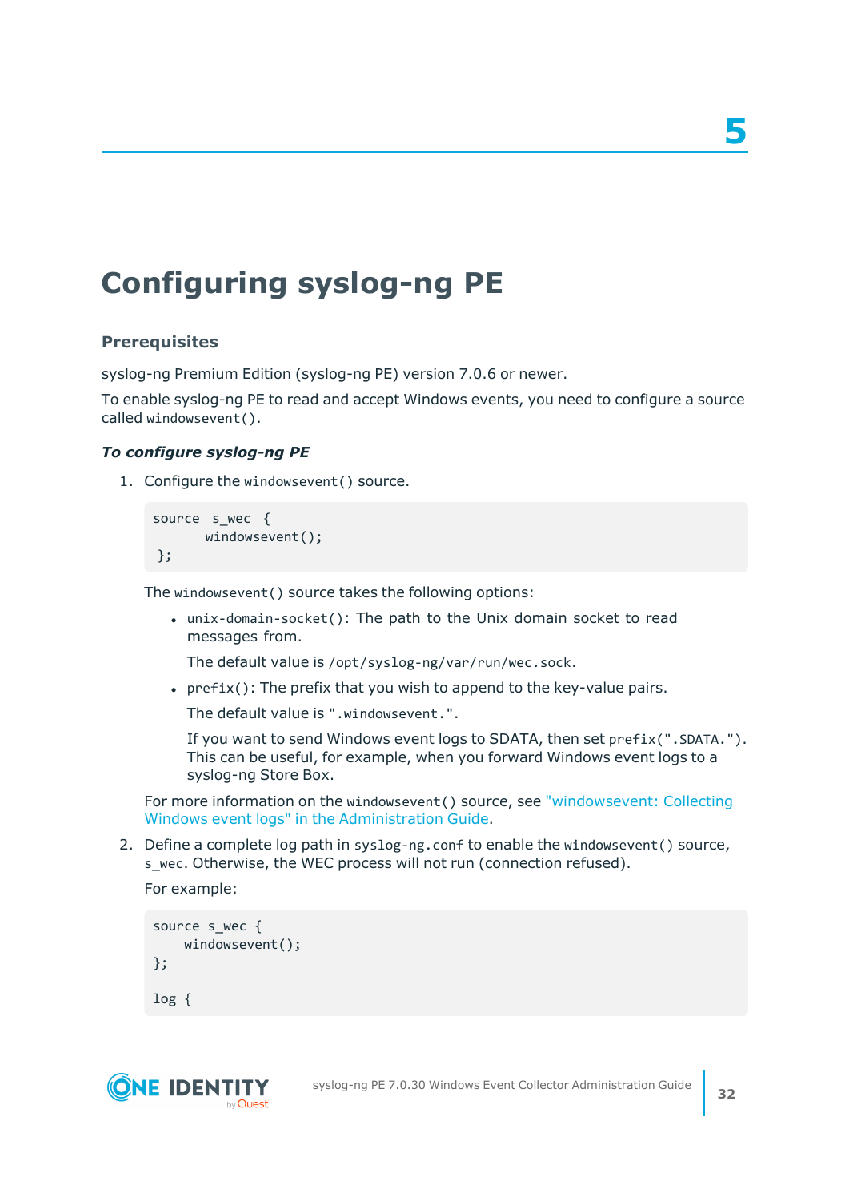# 5

# Configuring syslog-ng PE

### Prerequisites

syslog-ng Premium Edition (syslog-ng PE) version 7.0.6 or newer.

To enable syslog-ng PE to read and accept Windows events, you need to configure a source called `windowsevent()`.

#### *To configure syslog-ng PE*

1. Configure the `windowsevent()` source.

   ```
   source s_wec {
          windowsevent();
    };
   ```

   The `windowsevent()` source takes the following options:

   - `unix-domain-socket()`: The path to the Unix domain socket to read messages from.

     The default value is `/opt/syslog-ng/var/run/wec.sock`.

   - `prefix()`: The prefix that you wish to append to the key-value pairs.

     The default value is `".windowsevent."`.

     If you want to send Windows event logs to SDATA, then set `prefix(".SDATA.")`. This can be useful, for example, when you forward Windows event logs to a syslog-ng Store Box.

   For more information on the `windowsevent()` source, see "windowsevent: Collecting Windows event logs" in the Administration Guide.

2. Define a complete log path in `syslog-ng.conf` to enable the `windowsevent()` source, `s_wec`. Otherwise, the WEC process will not run (connection refused).

   For example:

   ```
   source s_wec {
       windowsevent();
   };

   log {
   ```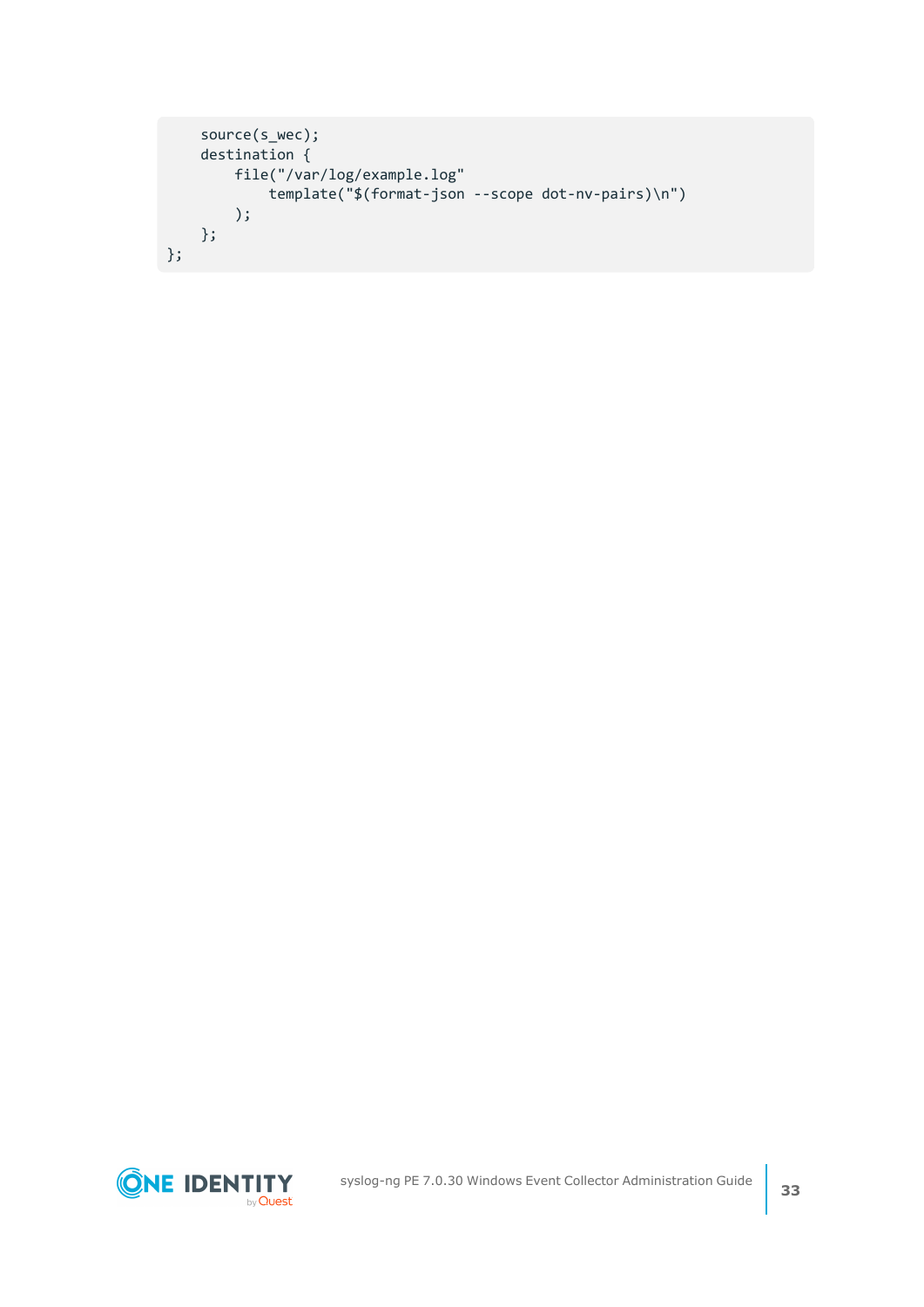```
    source(s_wec);
    destination {
        file("/var/log/example.log"
            template("$(format-json --scope dot-nv-pairs)\n")
        );
    };
};
```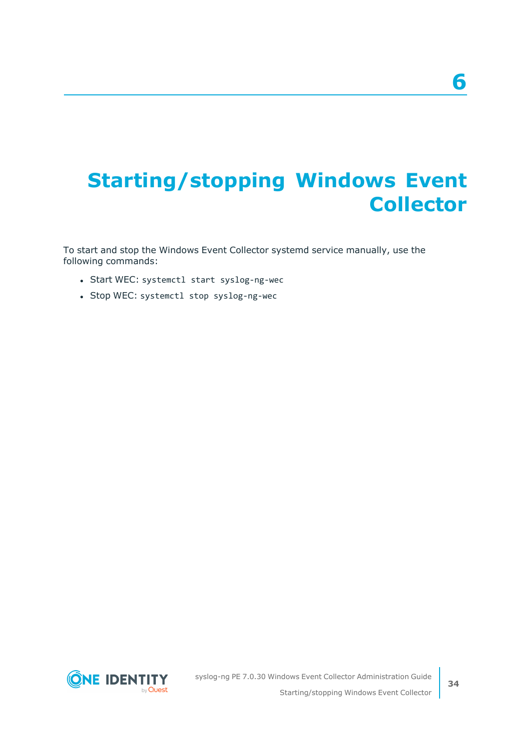# 6 Starting/stopping Windows Event Collector

To start and stop the Windows Event Collector systemd service manually, use the following commands:

- Start WEC: `systemctl start syslog-ng-wec`
- Stop WEC: `systemctl stop syslog-ng-wec`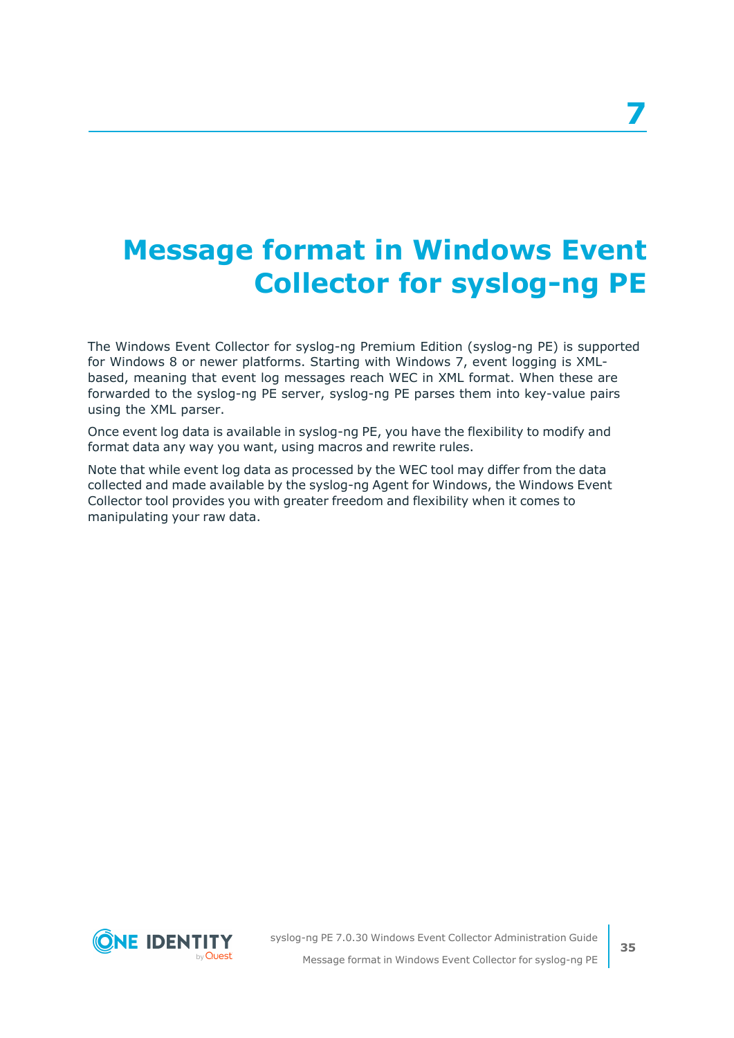# 7 Message format in Windows Event Collector for syslog-ng PE

The Windows Event Collector for syslog-ng Premium Edition (syslog-ng PE) is supported for Windows 8 or newer platforms. Starting with Windows 7, event logging is XML-based, meaning that event log messages reach WEC in XML format. When these are forwarded to the syslog-ng PE server, syslog-ng PE parses them into key-value pairs using the XML parser.

Once event log data is available in syslog-ng PE, you have the flexibility to modify and format data any way you want, using macros and rewrite rules.

Note that while event log data as processed by the WEC tool may differ from the data collected and made available by the syslog-ng Agent for Windows, the Windows Event Collector tool provides you with greater freedom and flexibility when it comes to manipulating your raw data.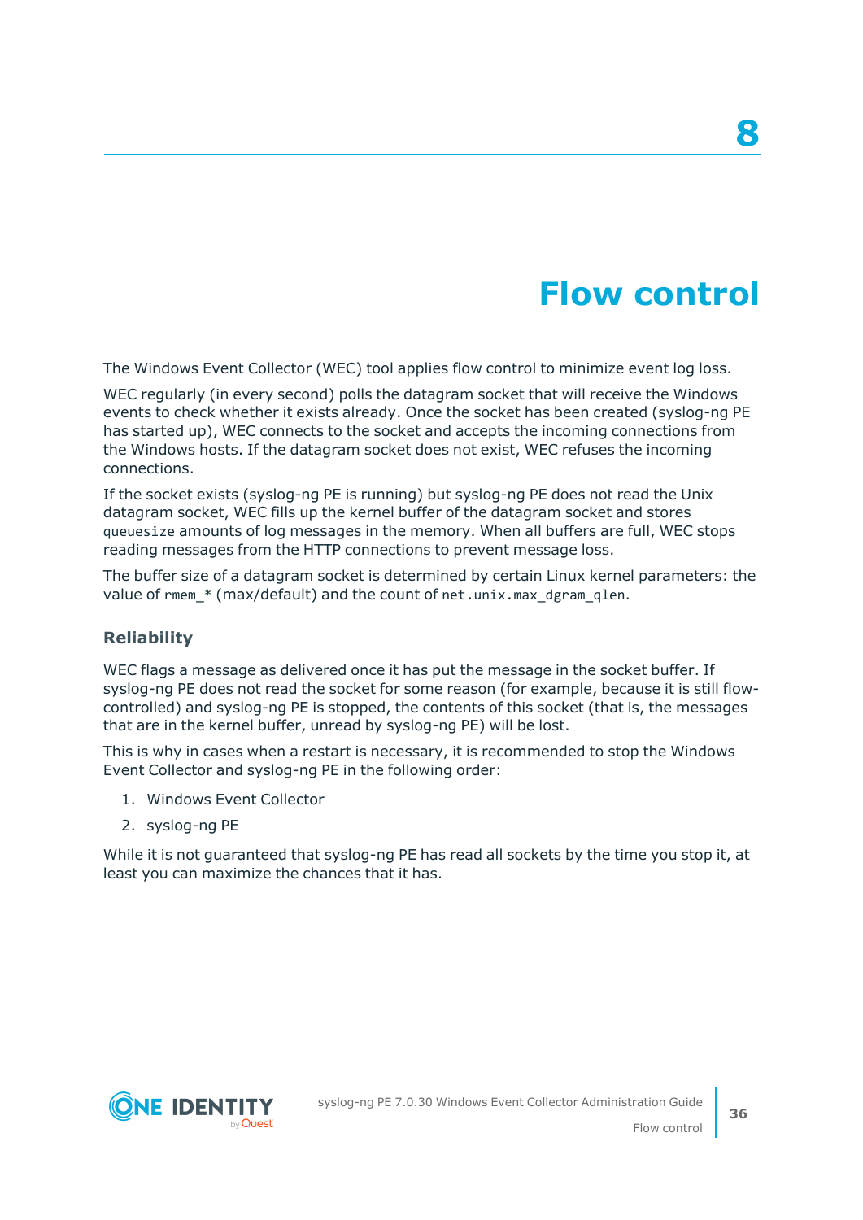# 8 Flow control

The Windows Event Collector (WEC) tool applies flow control to minimize event log loss.

WEC regularly (in every second) polls the datagram socket that will receive the Windows events to check whether it exists already. Once the socket has been created (syslog-ng PE has started up), WEC connects to the socket and accepts the incoming connections from the Windows hosts. If the datagram socket does not exist, WEC refuses the incoming connections.

If the socket exists (syslog-ng PE is running) but syslog-ng PE does not read the Unix datagram socket, WEC fills up the kernel buffer of the datagram socket and stores `queuesize` amounts of log messages in the memory. When all buffers are full, WEC stops reading messages from the HTTP connections to prevent message loss.

The buffer size of a datagram socket is determined by certain Linux kernel parameters: the value of `rmem_*` (max/default) and the count of `net.unix.max_dgram_qlen`.

### Reliability

WEC flags a message as delivered once it has put the message in the socket buffer. If syslog-ng PE does not read the socket for some reason (for example, because it is still flow-controlled) and syslog-ng PE is stopped, the contents of this socket (that is, the messages that are in the kernel buffer, unread by syslog-ng PE) will be lost.

This is why in cases when a restart is necessary, it is recommended to stop the Windows Event Collector and syslog-ng PE in the following order:

1. Windows Event Collector
2. syslog-ng PE

While it is not guaranteed that syslog-ng PE has read all sockets by the time you stop it, at least you can maximize the chances that it has.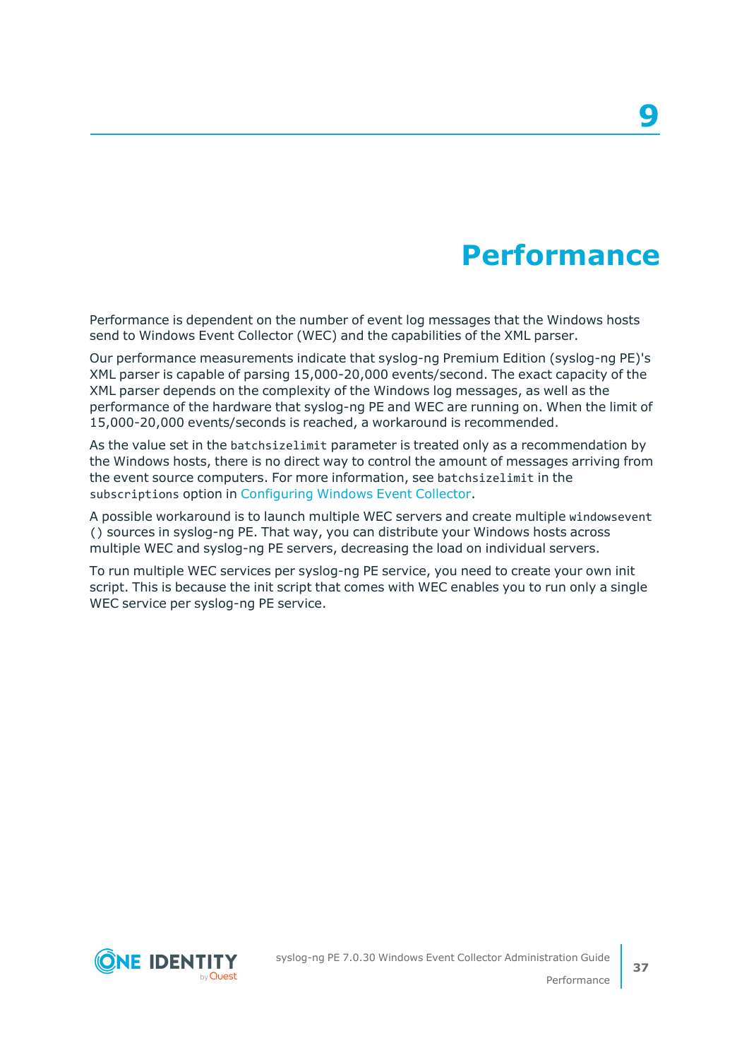# 9 Performance

Performance is dependent on the number of event log messages that the Windows hosts send to Windows Event Collector (WEC) and the capabilities of the XML parser.

Our performance measurements indicate that syslog-ng Premium Edition (syslog-ng PE)'s XML parser is capable of parsing 15,000-20,000 events/second. The exact capacity of the XML parser depends on the complexity of the Windows log messages, as well as the performance of the hardware that syslog-ng PE and WEC are running on. When the limit of 15,000-20,000 events/seconds is reached, a workaround is recommended.

As the value set in the `batchsizelimit` parameter is treated only as a recommendation by the Windows hosts, there is no direct way to control the amount of messages arriving from the event source computers. For more information, see `batchsizelimit` in the `subscriptions` option in Configuring Windows Event Collector.

A possible workaround is to launch multiple WEC servers and create multiple `windowsevent()` sources in syslog-ng PE. That way, you can distribute your Windows hosts across multiple WEC and syslog-ng PE servers, decreasing the load on individual servers.

To run multiple WEC services per syslog-ng PE service, you need to create your own init script. This is because the init script that comes with WEC enables you to run only a single WEC service per syslog-ng PE service.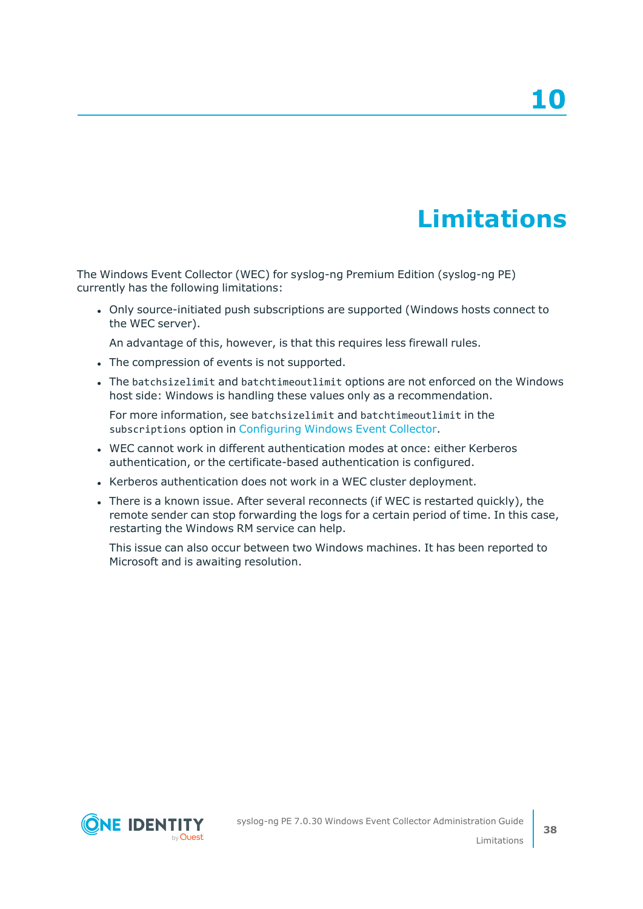# 10 Limitations

The Windows Event Collector (WEC) for syslog-ng Premium Edition (syslog-ng PE) currently has the following limitations:

- Only source-initiated push subscriptions are supported (Windows hosts connect to the WEC server).

  An advantage of this, however, is that this requires less firewall rules.

- The compression of events is not supported.
- The `batchsizelimit` and `batchtimeoutlimit` options are not enforced on the Windows host side: Windows is handling these values only as a recommendation.

  For more information, see `batchsizelimit` and `batchtimeoutlimit` in the `subscriptions` option in Configuring Windows Event Collector.

- WEC cannot work in different authentication modes at once: either Kerberos authentication, or the certificate-based authentication is configured.
- Kerberos authentication does not work in a WEC cluster deployment.
- There is a known issue. After several reconnects (if WEC is restarted quickly), the remote sender can stop forwarding the logs for a certain period of time. In this case, restarting the Windows RM service can help.

  This issue can also occur between two Windows machines. It has been reported to Microsoft and is awaiting resolution.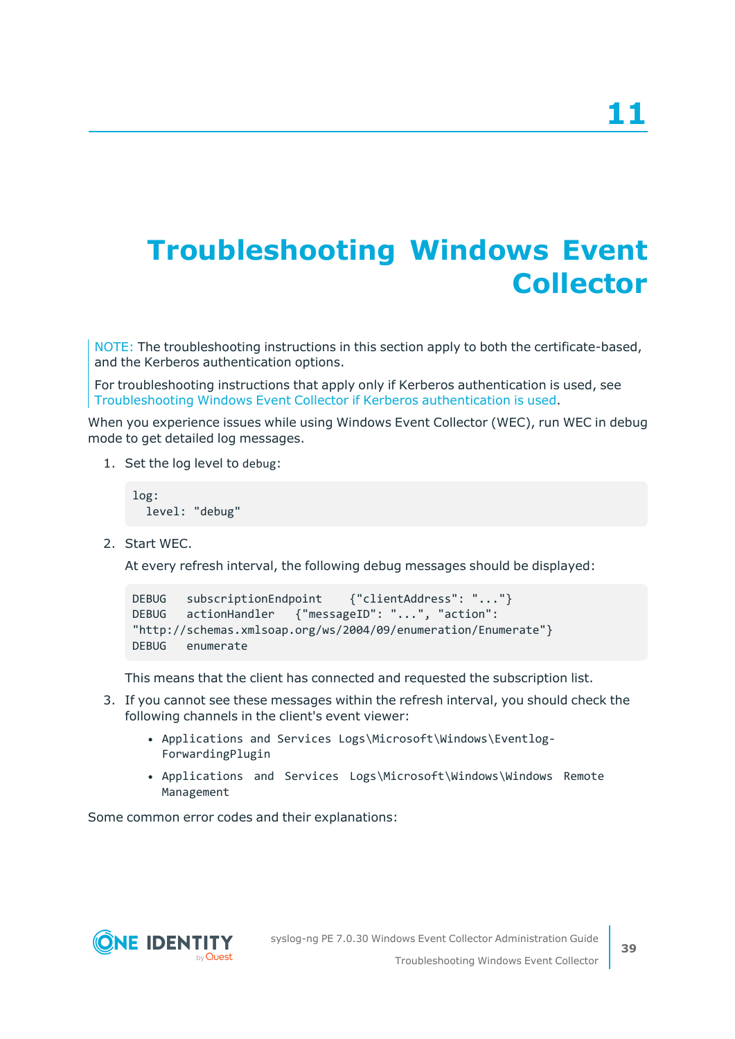# 11 Troubleshooting Windows Event Collector

NOTE: The troubleshooting instructions in this section apply to both the certificate-based, and the Kerberos authentication options.

For troubleshooting instructions that apply only if Kerberos authentication is used, see Troubleshooting Windows Event Collector if Kerberos authentication is used.

When you experience issues while using Windows Event Collector (WEC), run WEC in debug mode to get detailed log messages.

1. Set the log level to `debug`:

   ```
   log:
     level: "debug"
   ```

2. Start WEC.

   At every refresh interval, the following debug messages should be displayed:

   ```
   DEBUG   subscriptionEndpoint    {"clientAddress": "..."}
   DEBUG   actionHandler   {"messageID": "...", "action":
   "http://schemas.xmlsoap.org/ws/2004/09/enumeration/Enumerate"}
   DEBUG   enumerate
   ```

   This means that the client has connected and requested the subscription list.

3. If you cannot see these messages within the refresh interval, you should check the following channels in the client's event viewer:

   - `Applications and Services Logs\Microsoft\Windows\Eventlog-ForwardingPlugin`
   - `Applications and Services Logs\Microsoft\Windows\Windows Remote Management`

Some common error codes and their explanations: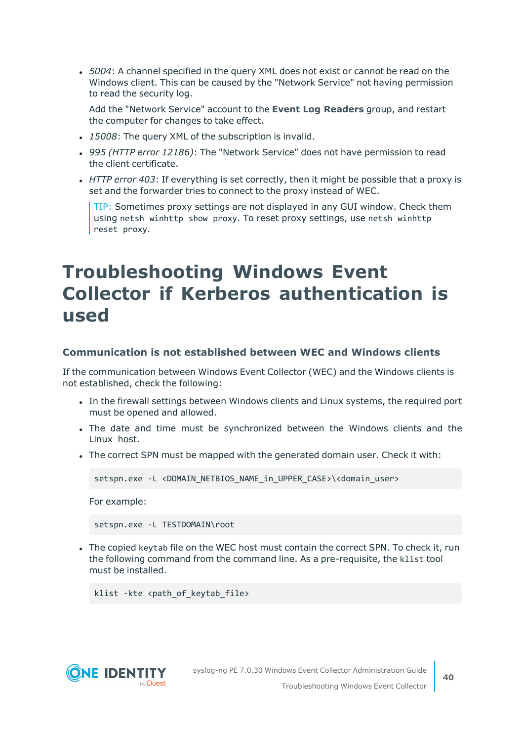- *5004*: A channel specified in the query XML does not exist or cannot be read on the Windows client. This can be caused by the "Network Service" not having permission to read the security log.

  Add the "Network Service" account to the **Event Log Readers** group, and restart the computer for changes to take effect.

- *15008*: The query XML of the subscription is invalid.
- *995 (HTTP error 12186)*: The "Network Service" does not have permission to read the client certificate.
- *HTTP error 403*: If everything is set correctly, then it might be possible that a proxy is set and the forwarder tries to connect to the proxy instead of WEC.

  TIP: Sometimes proxy settings are not displayed in any GUI window. Check them using `netsh winhttp show proxy`. To reset proxy settings, use `netsh winhttp reset proxy`.

# Troubleshooting Windows Event Collector if Kerberos authentication is used

### Communication is not established between WEC and Windows clients

If the communication between Windows Event Collector (WEC) and the Windows clients is not established, check the following:

- In the firewall settings between Windows clients and Linux systems, the required port must be opened and allowed.
- The date and time must be synchronized between the Windows clients and the Linux host.
- The correct SPN must be mapped with the generated domain user. Check it with:

  ```
  setspn.exe -L <DOMAIN_NETBIOS_NAME_in_UPPER_CASE>\<domain_user>
  ```

  For example:

  ```
  setspn.exe -L TESTDOMAIN\root
  ```

- The copied `keytab` file on the WEC host must contain the correct SPN. To check it, run the following command from the command line. As a pre-requisite, the `klist` tool must be installed.

  ```
  klist -kte <path_of_keytab_file>
  ```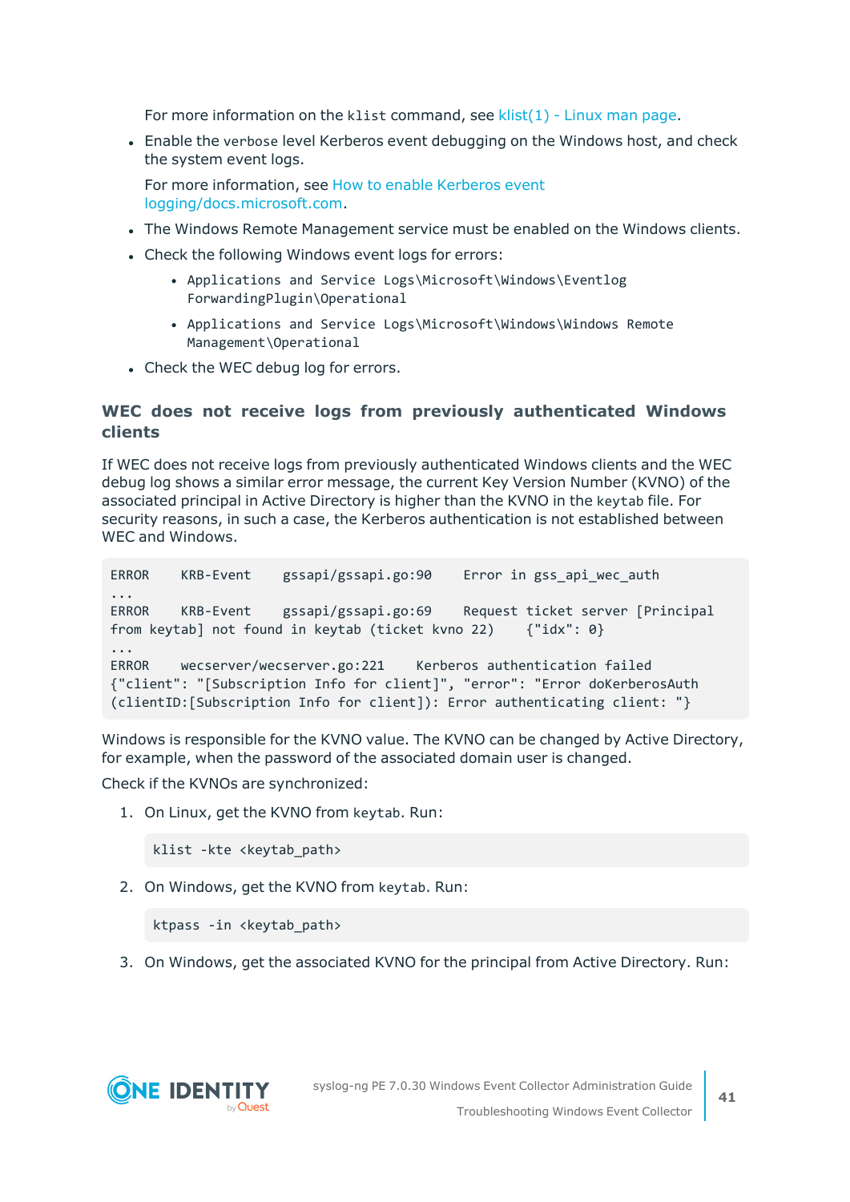For more information on the `klist` command, see klist(1) - Linux man page.

- Enable the `verbose` level Kerberos event debugging on the Windows host, and check the system event logs.

  For more information, see How to enable Kerberos event logging/docs.microsoft.com.

- The Windows Remote Management service must be enabled on the Windows clients.
- Check the following Windows event logs for errors:
  - `Applications and Service Logs\Microsoft\Windows\Eventlog ForwardingPlugin\Operational`
  - `Applications and Service Logs\Microsoft\Windows\Windows Remote Management\Operational`
- Check the WEC debug log for errors.

### WEC does not receive logs from previously authenticated Windows clients

If WEC does not receive logs from previously authenticated Windows clients and the WEC debug log shows a similar error message, the current Key Version Number (KVNO) of the associated principal in Active Directory is higher than the KVNO in the `keytab` file. For security reasons, in such a case, the Kerberos authentication is not established between WEC and Windows.

```
ERROR    KRB-Event    gssapi/gssapi.go:90    Error in gss_api_wec_auth
...
ERROR    KRB-Event    gssapi/gssapi.go:69    Request ticket server [Principal
from keytab] not found in keytab (ticket kvno 22)    {"idx": 0}
...
ERROR    wecserver/wecserver.go:221    Kerberos authentication failed
{"client": "[Subscription Info for client]", "error": "Error doKerberosAuth
(clientID:[Subscription Info for client]): Error authenticating client: "}
```

Windows is responsible for the KVNO value. The KVNO can be changed by Active Directory, for example, when the password of the associated domain user is changed.

Check if the KVNOs are synchronized:

1. On Linux, get the KVNO from `keytab`. Run:

   ```
   klist -kte <keytab_path>
   ```

2. On Windows, get the KVNO from `keytab`. Run:

   ```
   ktpass -in <keytab_path>
   ```

3. On Windows, get the associated KVNO for the principal from Active Directory. Run: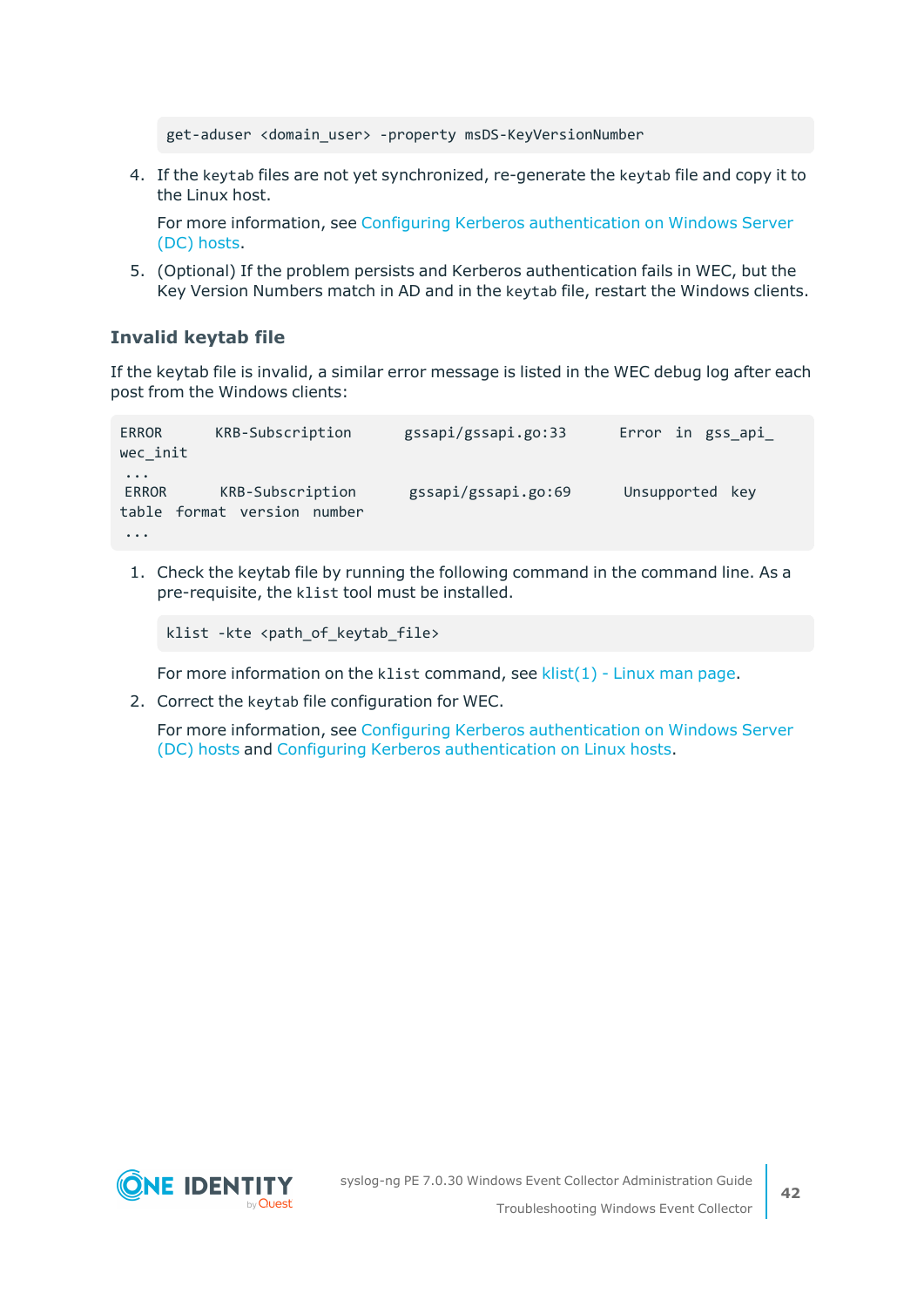```
get-aduser <domain_user> -property msDS-KeyVersionNumber
```

4. If the `keytab` files are not yet synchronized, re-generate the `keytab` file and copy it to the Linux host.

   For more information, see Configuring Kerberos authentication on Windows Server (DC) hosts.

5. (Optional) If the problem persists and Kerberos authentication fails in WEC, but the Key Version Numbers match in AD and in the `keytab` file, restart the Windows clients.

### Invalid keytab file

If the keytab file is invalid, a similar error message is listed in the WEC debug log after each post from the Windows clients:

```
ERROR      KRB-Subscription      gssapi/gssapi.go:33      Error  in  gss_api_
wec_init
 ...
 ERROR      KRB-Subscription      gssapi/gssapi.go:69      Unsupported  key
table  format  version  number
 ...
```

1. Check the keytab file by running the following command in the command line. As a pre-requisite, the `klist` tool must be installed.

   ```
   klist -kte <path_of_keytab_file>
   ```

   For more information on the `klist` command, see klist(1) - Linux man page.

2. Correct the `keytab` file configuration for WEC.

   For more information, see Configuring Kerberos authentication on Windows Server (DC) hosts and Configuring Kerberos authentication on Linux hosts.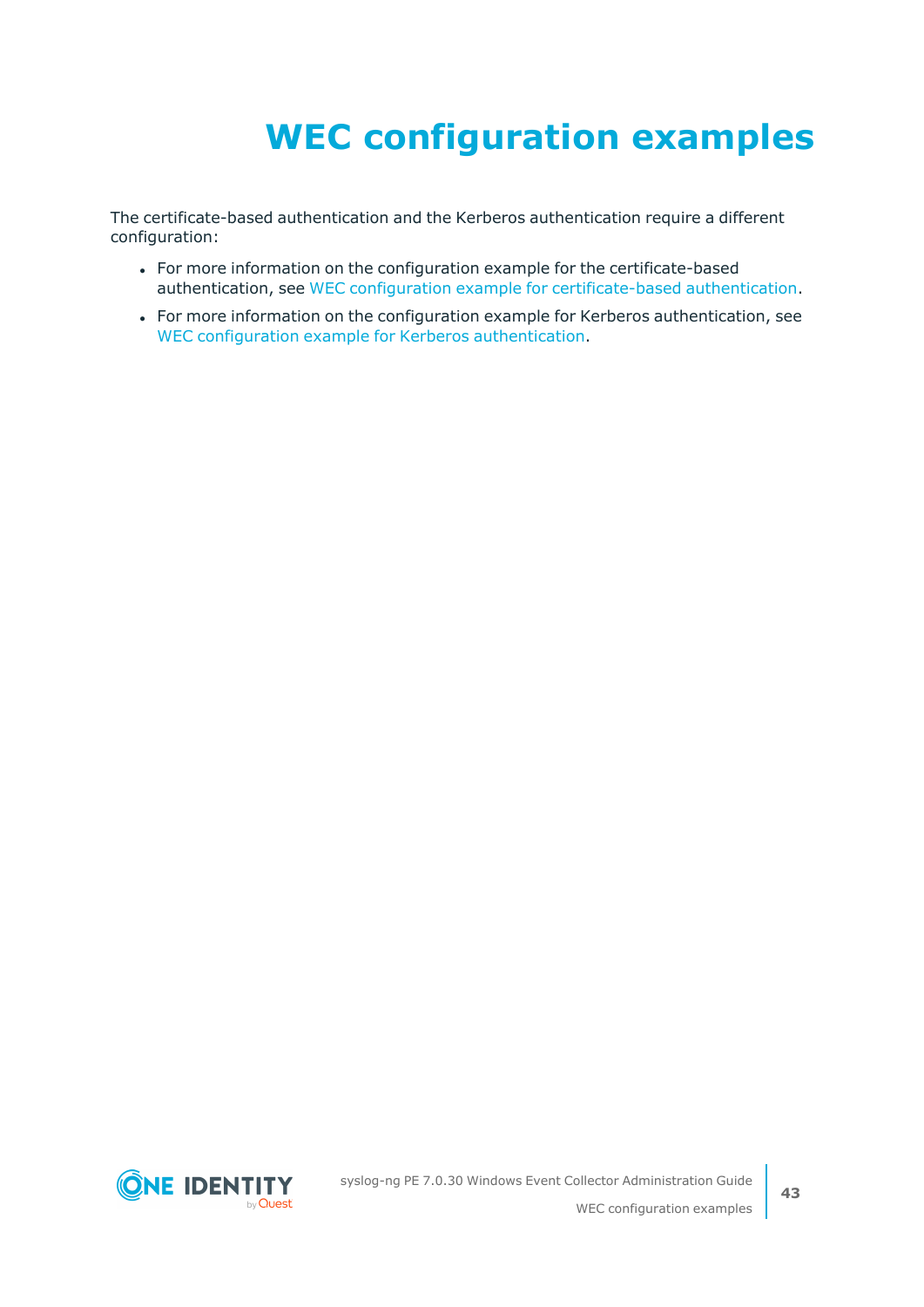# WEC configuration examples

The certificate-based authentication and the Kerberos authentication require a different configuration:

- For more information on the configuration example for the certificate-based authentication, see WEC configuration example for certificate-based authentication.
- For more information on the configuration example for Kerberos authentication, see WEC configuration example for Kerberos authentication.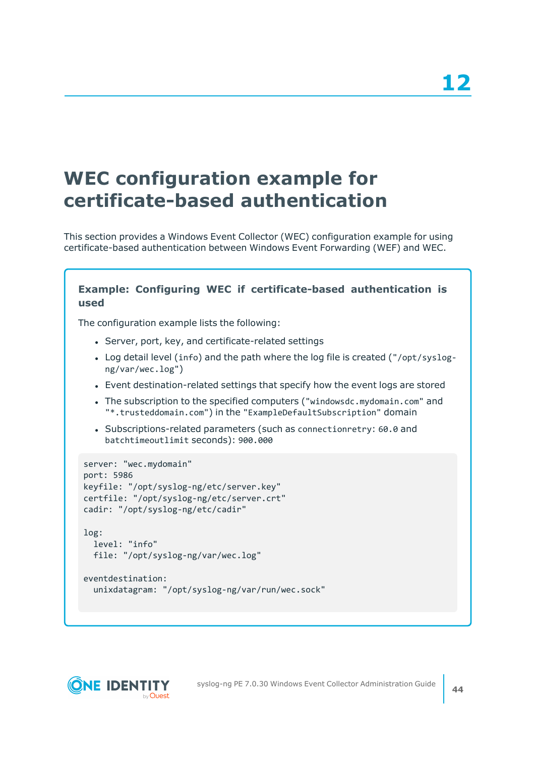# 12 WEC configuration example for certificate-based authentication

This section provides a Windows Event Collector (WEC) configuration example for using certificate-based authentication between Windows Event Forwarding (WEF) and WEC.

### Example: Configuring WEC if certificate-based authentication is used

The configuration example lists the following:

- Server, port, key, and certificate-related settings
- Log detail level (`info`) and the path where the log file is created ("`/opt/syslog-ng/var/wec.log`")
- Event destination-related settings that specify how the event logs are stored
- The subscription to the specified computers ("`windowsdc.mydomain.com`" and "`*.trusteddomain.com`") in the "`ExampleDefaultSubscription`" domain
- Subscriptions-related parameters (such as `connectionretry`: `60.0` and `batchtimeoutlimit` seconds): `900.000`

```
server: "wec.mydomain"
port: 5986
keyfile: "/opt/syslog-ng/etc/server.key"
certfile: "/opt/syslog-ng/etc/server.crt"
cadir: "/opt/syslog-ng/etc/cadir"

log:
  level: "info"
  file: "/opt/syslog-ng/var/wec.log"

eventdestination:
  unixdatagram: "/opt/syslog-ng/var/run/wec.sock"
```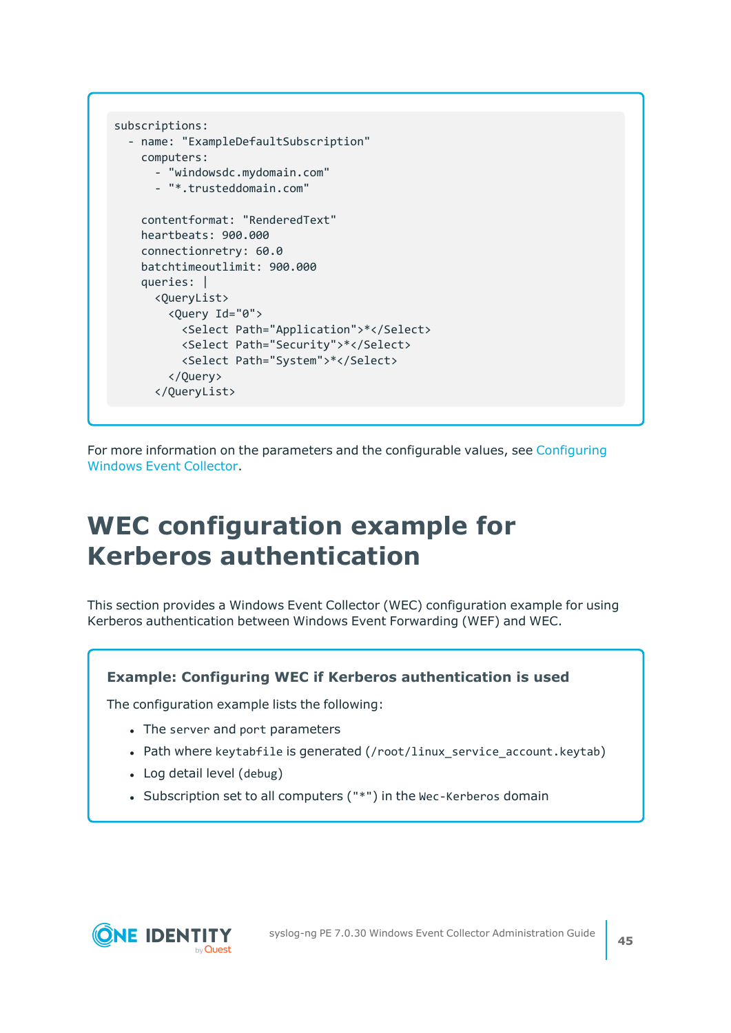```
subscriptions:
  - name: "ExampleDefaultSubscription"
    computers:
      - "windowsdc.mydomain.com"
      - "*.trusteddomain.com"

    contentformat: "RenderedText"
    heartbeats: 900.000
    connectionretry: 60.0
    batchtimeoutlimit: 900.000
    queries: |
      <QueryList>
        <Query Id="0">
          <Select Path="Application">*</Select>
          <Select Path="Security">*</Select>
          <Select Path="System">*</Select>
        </Query>
      </QueryList>
```

For more information on the parameters and the configurable values, see Configuring Windows Event Collector.

# WEC configuration example for Kerberos authentication

This section provides a Windows Event Collector (WEC) configuration example for using Kerberos authentication between Windows Event Forwarding (WEF) and WEC.

### Example: Configuring WEC if Kerberos authentication is used

The configuration example lists the following:

- The `server` and `port` parameters
- Path where `keytabfile` is generated (`/root/linux_service_account.keytab`)
- Log detail level (`debug`)
- Subscription set to all computers (`"*"`) in the `Wec-Kerberos` domain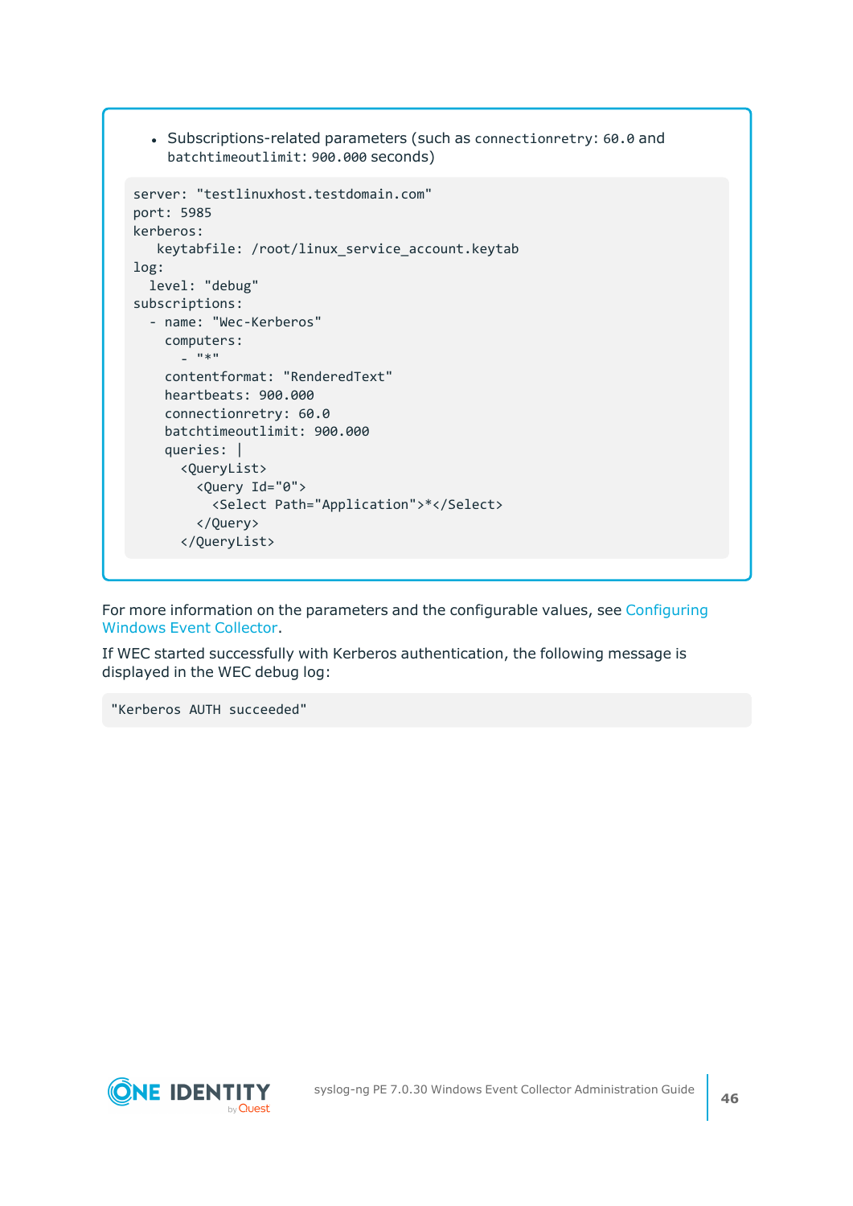- Subscriptions-related parameters (such as `connectionretry: 60.0` and `batchtimeoutlimit: 900.000` seconds)

```
server: "testlinuxhost.testdomain.com"
port: 5985
kerberos:
   keytabfile: /root/linux_service_account.keytab
log:
  level: "debug"
subscriptions:
  - name: "Wec-Kerberos"
    computers:
      - "*"
    contentformat: "RenderedText"
    heartbeats: 900.000
    connectionretry: 60.0
    batchtimeoutlimit: 900.000
    queries: |
      <QueryList>
        <Query Id="0">
          <Select Path="Application">*</Select>
        </Query>
      </QueryList>
```

For more information on the parameters and the configurable values, see Configuring Windows Event Collector.

If WEC started successfully with Kerberos authentication, the following message is displayed in the WEC debug log:

```
"Kerberos AUTH succeeded"
```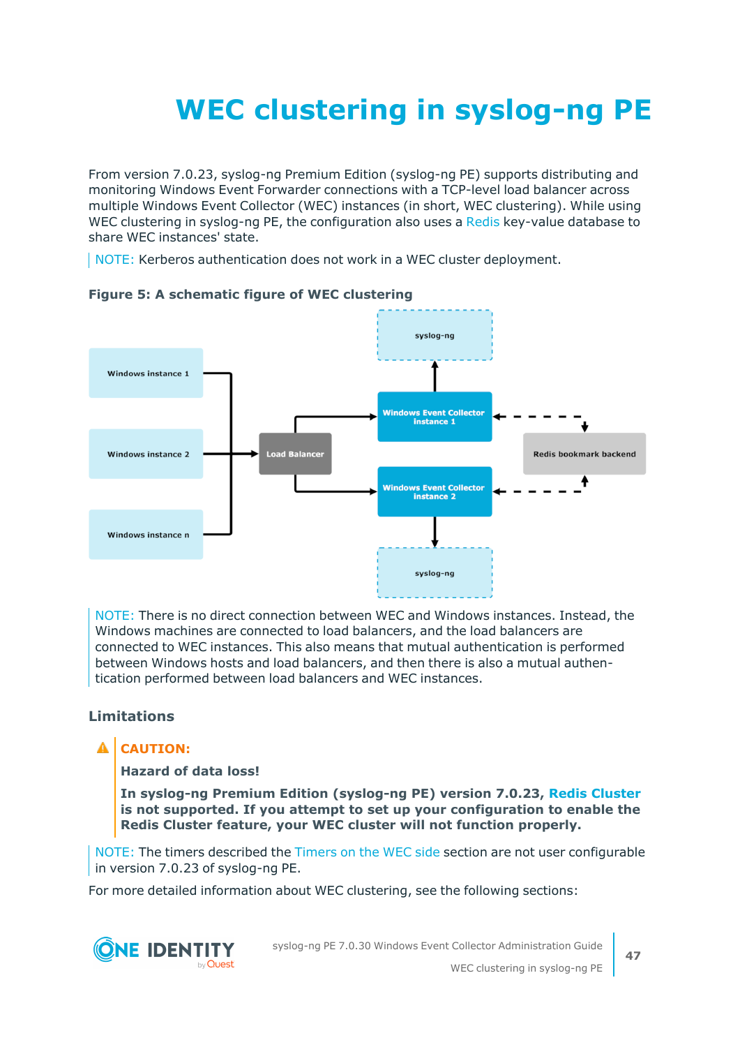# WEC clustering in syslog-ng PE

From version 7.0.23, syslog-ng Premium Edition (syslog-ng PE) supports distributing and monitoring Windows Event Forwarder connections with a TCP-level load balancer across multiple Windows Event Collector (WEC) instances (in short, WEC clustering). While using WEC clustering in syslog-ng PE, the configuration also uses a Redis key-value database to share WEC instances' state.

NOTE: Kerberos authentication does not work in a WEC cluster deployment.

**Figure 5: A schematic figure of WEC clustering**

NOTE: There is no direct connection between WEC and Windows instances. Instead, the Windows machines are connected to load balancers, and the load balancers are connected to WEC instances. This also means that mutual authentication is performed between Windows hosts and load balancers, and then there is also a mutual authentication performed between load balancers and WEC instances.

### Limitations

**CAUTION:**

**Hazard of data loss!**

**In syslog-ng Premium Edition (syslog-ng PE) version 7.0.23, Redis Cluster is not supported. If you attempt to set up your configuration to enable the Redis Cluster feature, your WEC cluster will not function properly.**

NOTE: The timers described the Timers on the WEC side section are not user configurable in version 7.0.23 of syslog-ng PE.

For more detailed information about WEC clustering, see the following sections: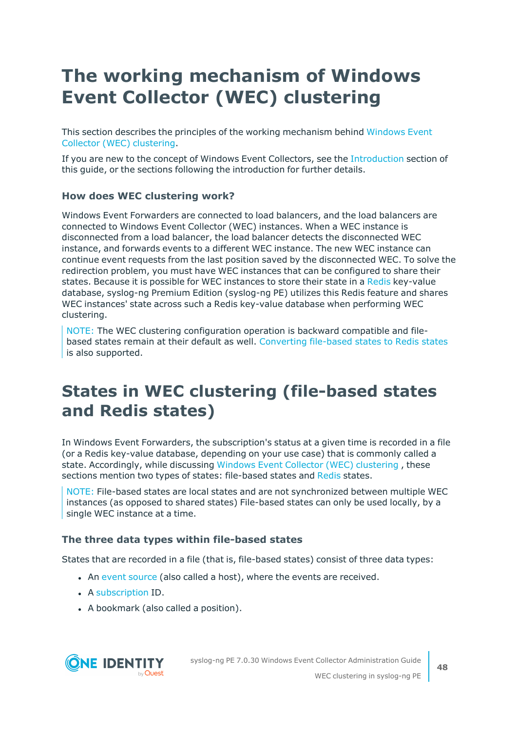# The working mechanism of Windows Event Collector (WEC) clustering

This section describes the principles of the working mechanism behind Windows Event Collector (WEC) clustering.

If you are new to the concept of Windows Event Collectors, see the Introduction section of this guide, or the sections following the introduction for further details.

### How does WEC clustering work?

Windows Event Forwarders are connected to load balancers, and the load balancers are connected to Windows Event Collector (WEC) instances. When a WEC instance is disconnected from a load balancer, the load balancer detects the disconnected WEC instance, and forwards events to a different WEC instance. The new WEC instance can continue event requests from the last position saved by the disconnected WEC. To solve the redirection problem, you must have WEC instances that can be configured to share their states. Because it is possible for WEC instances to store their state in a Redis key-value database, syslog-ng Premium Edition (syslog-ng PE) utilizes this Redis feature and shares WEC instances' state across such a Redis key-value database when performing WEC clustering.

> NOTE: The WEC clustering configuration operation is backward compatible and file-based states remain at their default as well. Converting file-based states to Redis states is also supported.

# States in WEC clustering (file-based states and Redis states)

In Windows Event Forwarders, the subscription's status at a given time is recorded in a file (or a Redis key-value database, depending on your use case) that is commonly called a state. Accordingly, while discussing Windows Event Collector (WEC) clustering , these sections mention two types of states: file-based states and Redis states.

> NOTE: File-based states are local states and are not synchronized between multiple WEC instances (as opposed to shared states) File-based states can only be used locally, by a single WEC instance at a time.

### The three data types within file-based states

States that are recorded in a file (that is, file-based states) consist of three data types:

- An event source (also called a host), where the events are received.
- A subscription ID.
- A bookmark (also called a position).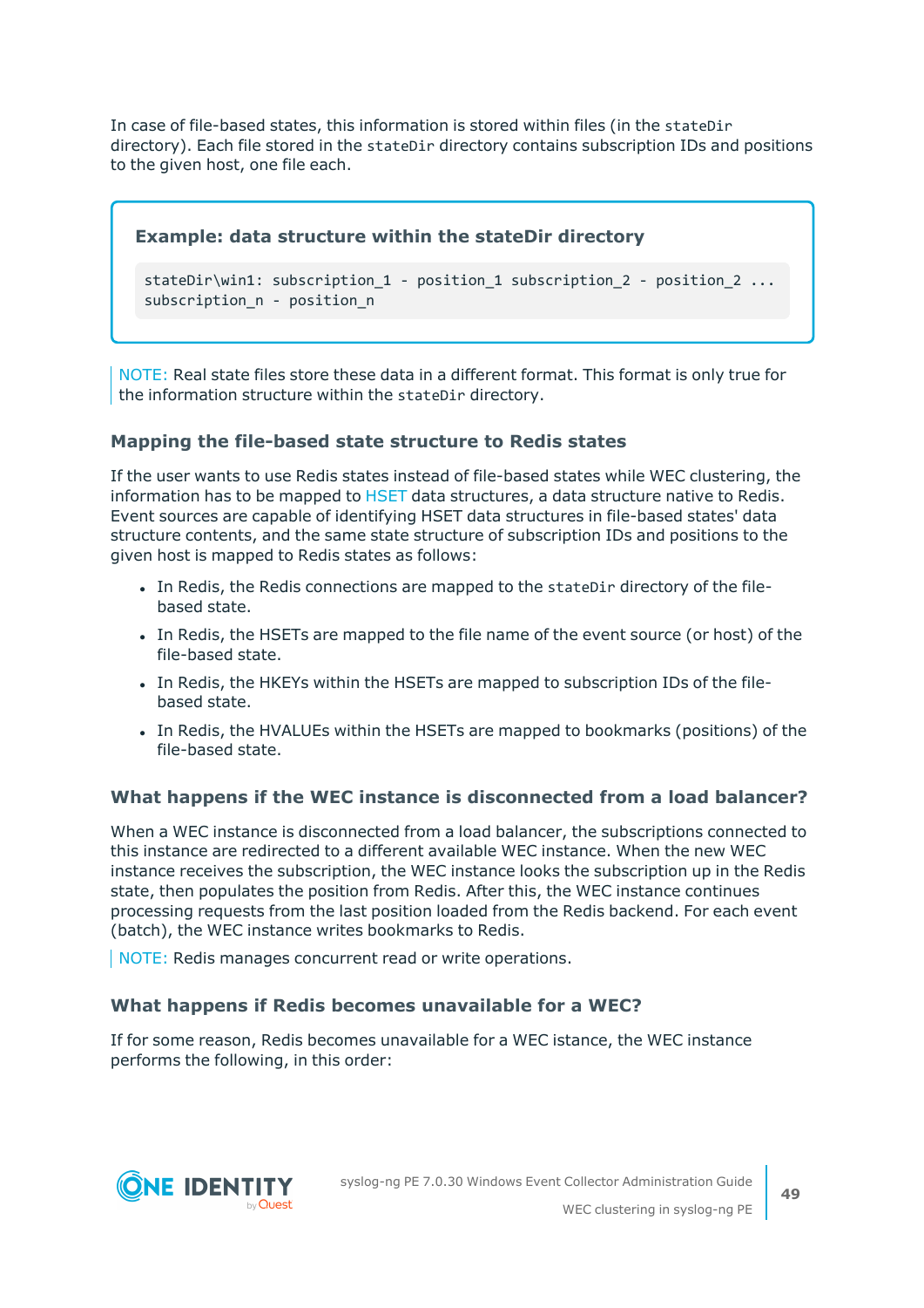In case of file-based states, this information is stored within files (in the `stateDir` directory). Each file stored in the `stateDir` directory contains subscription IDs and positions to the given host, one file each.

**Example: data structure within the stateDir directory**

```
stateDir\win1: subscription_1 - position_1 subscription_2 - position_2 ...
subscription_n - position_n
```

NOTE: Real state files store these data in a different format. This format is only true for the information structure within the `stateDir` directory.

### Mapping the file-based state structure to Redis states

If the user wants to use Redis states instead of file-based states while WEC clustering, the information has to be mapped to HSET data structures, a data structure native to Redis. Event sources are capable of identifying HSET data structures in file-based states' data structure contents, and the same state structure of subscription IDs and positions to the given host is mapped to Redis states as follows:

- In Redis, the Redis connections are mapped to the `stateDir` directory of the file-based state.
- In Redis, the HSETs are mapped to the file name of the event source (or host) of the file-based state.
- In Redis, the HKEYs within the HSETs are mapped to subscription IDs of the file-based state.
- In Redis, the HVALUEs within the HSETs are mapped to bookmarks (positions) of the file-based state.

### What happens if the WEC instance is disconnected from a load balancer?

When a WEC instance is disconnected from a load balancer, the subscriptions connected to this instance are redirected to a different available WEC instance. When the new WEC instance receives the subscription, the WEC instance looks the subscription up in the Redis state, then populates the position from Redis. After this, the WEC instance continues processing requests from the last position loaded from the Redis backend. For each event (batch), the WEC instance writes bookmarks to Redis.

NOTE: Redis manages concurrent read or write operations.

### What happens if Redis becomes unavailable for a WEC?

If for some reason, Redis becomes unavailable for a WEC istance, the WEC instance performs the following, in this order: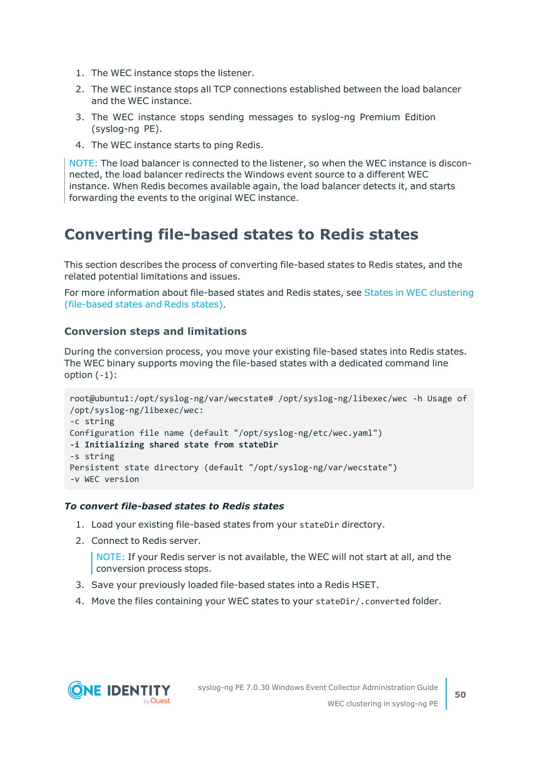1. The WEC instance stops the listener.
2. The WEC instance stops all TCP connections established between the load balancer and the WEC instance.
3. The WEC instance stops sending messages to syslog-ng Premium Edition (syslog-ng PE).
4. The WEC instance starts to ping Redis.

NOTE: The load balancer is connected to the listener, so when the WEC instance is disconnected, the load balancer redirects the Windows event source to a different WEC instance. When Redis becomes available again, the load balancer detects it, and starts forwarding the events to the original WEC instance.

# Converting file-based states to Redis states

This section describes the process of converting file-based states to Redis states, and the related potential limitations and issues.

For more information about file-based states and Redis states, see States in WEC clustering (file-based states and Redis states).

## Conversion steps and limitations

During the conversion process, you move your existing file-based states into Redis states. The WEC binary supports moving the file-based states with a dedicated command line option (`-i`):

```
root@ubuntu1:/opt/syslog-ng/var/wecstate# /opt/syslog-ng/libexec/wec -h Usage of
/opt/syslog-ng/libexec/wec:
-c string
Configuration file name (default "/opt/syslog-ng/etc/wec.yaml")
-i Initializing shared state from stateDir
-s string
Persistent state directory (default "/opt/syslog-ng/var/wecstate")
-v WEC version
```

***To convert file-based states to Redis states***

1. Load your existing file-based states from your `stateDir` directory.
2. Connect to Redis server.

   NOTE: If your Redis server is not available, the WEC will not start at all, and the conversion process stops.
3. Save your previously loaded file-based states into a Redis HSET.
4. Move the files containing your WEC states to your `stateDir/.converted` folder.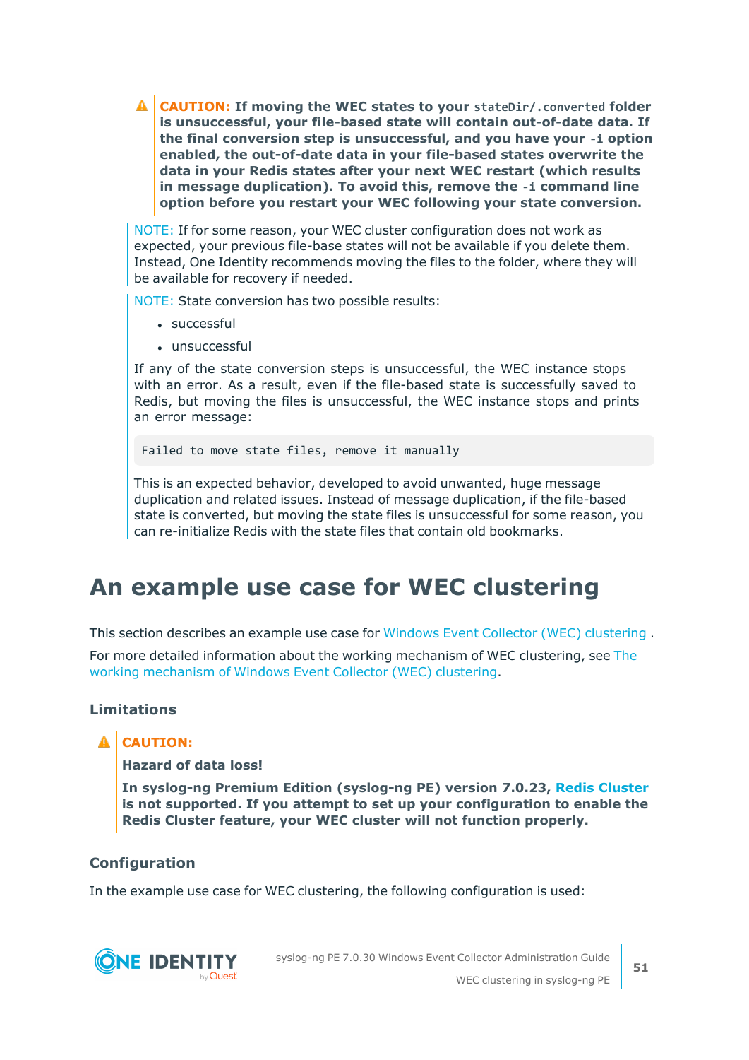**CAUTION: If moving the WEC states to your `stateDir/.converted` folder is unsuccessful, your file-based state will contain out-of-date data. If the final conversion step is unsuccessful, and you have your `-i` option enabled, the out-of-date data in your file-based states overwrite the data in your Redis states after your next WEC restart (which results in message duplication). To avoid this, remove the `-i` command line option before you restart your WEC following your state conversion.**

NOTE: If for some reason, your WEC cluster configuration does not work as expected, your previous file-base states will not be available if you delete them. Instead, One Identity recommends moving the files to the folder, where they will be available for recovery if needed.

NOTE: State conversion has two possible results:

- successful
- unsuccessful

If any of the state conversion steps is unsuccessful, the WEC instance stops with an error. As a result, even if the file-based state is successfully saved to Redis, but moving the files is unsuccessful, the WEC instance stops and prints an error message:

```
Failed to move state files, remove it manually
```

This is an expected behavior, developed to avoid unwanted, huge message duplication and related issues. Instead of message duplication, if the file-based state is converted, but moving the state files is unsuccessful for some reason, you can re-initialize Redis with the state files that contain old bookmarks.

# An example use case for WEC clustering

This section describes an example use case for Windows Event Collector (WEC) clustering .

For more detailed information about the working mechanism of WEC clustering, see The working mechanism of Windows Event Collector (WEC) clustering.

### Limitations

**CAUTION:**

**Hazard of data loss!**

**In syslog-ng Premium Edition (syslog-ng PE) version 7.0.23, Redis Cluster is not supported. If you attempt to set up your configuration to enable the Redis Cluster feature, your WEC cluster will not function properly.**

### Configuration

In the example use case for WEC clustering, the following configuration is used: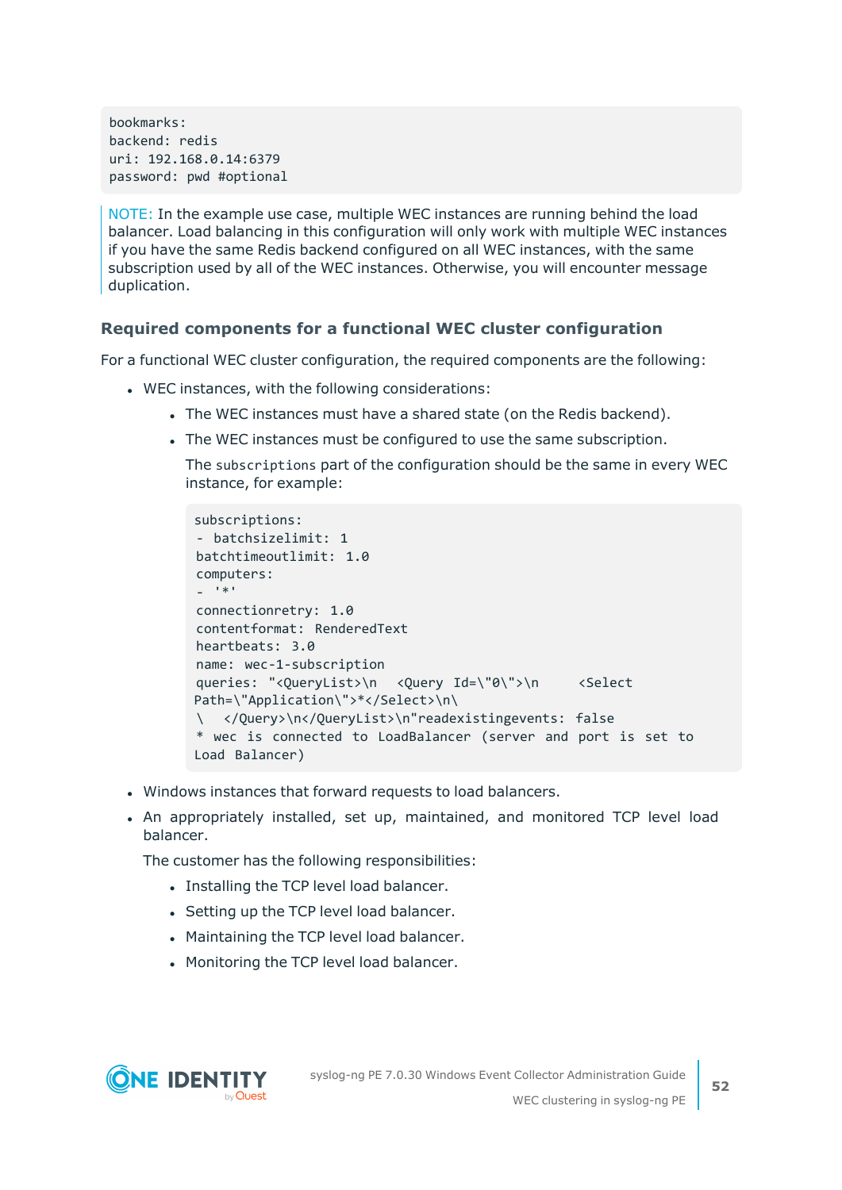```
bookmarks:
backend: redis
uri: 192.168.0.14:6379
password: pwd #optional
```

NOTE: In the example use case, multiple WEC instances are running behind the load balancer. Load balancing in this configuration will only work with multiple WEC instances if you have the same Redis backend configured on all WEC instances, with the same subscription used by all of the WEC instances. Otherwise, you will encounter message duplication.

### Required components for a functional WEC cluster configuration

For a functional WEC cluster configuration, the required components are the following:

- WEC instances, with the following considerations:
  - The WEC instances must have a shared state (on the Redis backend).
  - The WEC instances must be configured to use the same subscription.

    The `subscriptions` part of the configuration should be the same in every WEC instance, for example:

    ```
    subscriptions:
    - batchsizelimit: 1
    batchtimeoutlimit: 1.0
    computers:
    - '*'
    connectionretry: 1.0
    contentformat: RenderedText
    heartbeats: 3.0
    name: wec-1-subscription
    queries: "<QueryList>\n  <Query Id=\"0\">\n     <Select
    Path=\"Application\">*</Select>\n\
    \  </Query>\n</QueryList>\n"readexistingevents: false
    * wec is connected to LoadBalancer (server and port is set to
    Load Balancer)
    ```

- Windows instances that forward requests to load balancers.
- An appropriately installed, set up, maintained, and monitored TCP level load balancer.

  The customer has the following responsibilities:

  - Installing the TCP level load balancer.
  - Setting up the TCP level load balancer.
  - Maintaining the TCP level load balancer.
  - Monitoring the TCP level load balancer.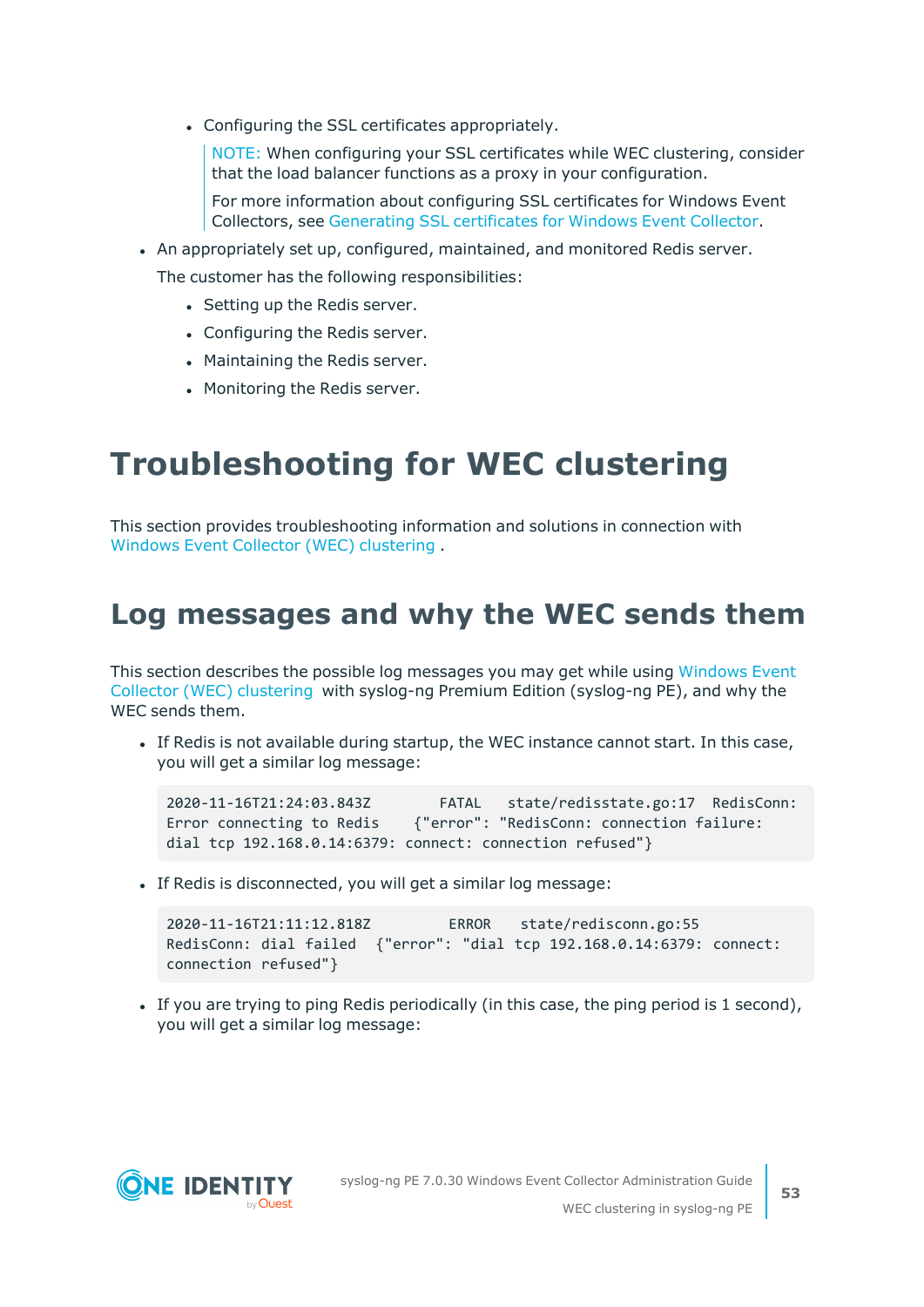- Configuring the SSL certificates appropriately.

  NOTE: When configuring your SSL certificates while WEC clustering, consider that the load balancer functions as a proxy in your configuration.

  For more information about configuring SSL certificates for Windows Event Collectors, see Generating SSL certificates for Windows Event Collector.

- An appropriately set up, configured, maintained, and monitored Redis server.

  The customer has the following responsibilities:

  - Setting up the Redis server.
  - Configuring the Redis server.
  - Maintaining the Redis server.
  - Monitoring the Redis server.

# Troubleshooting for WEC clustering

This section provides troubleshooting information and solutions in connection with Windows Event Collector (WEC) clustering .

## Log messages and why the WEC sends them

This section describes the possible log messages you may get while using Windows Event Collector (WEC) clustering with syslog-ng Premium Edition (syslog-ng PE), and why the WEC sends them.

- If Redis is not available during startup, the WEC instance cannot start. In this case, you will get a similar log message:

```
2020-11-16T21:24:03.843Z        FATAL    state/redisstate.go:17  RedisConn: Error connecting to Redis    {"error": "RedisConn: connection failure: dial tcp 192.168.0.14:6379: connect: connection refused"}
```

- If Redis is disconnected, you will get a similar log message:

```
2020-11-16T21:11:12.818Z         ERROR    state/redisconn.go:55  RedisConn: dial failed  {"error": "dial tcp 192.168.0.14:6379: connect: connection refused"}
```

- If you are trying to ping Redis periodically (in this case, the ping period is 1 second), you will get a similar log message: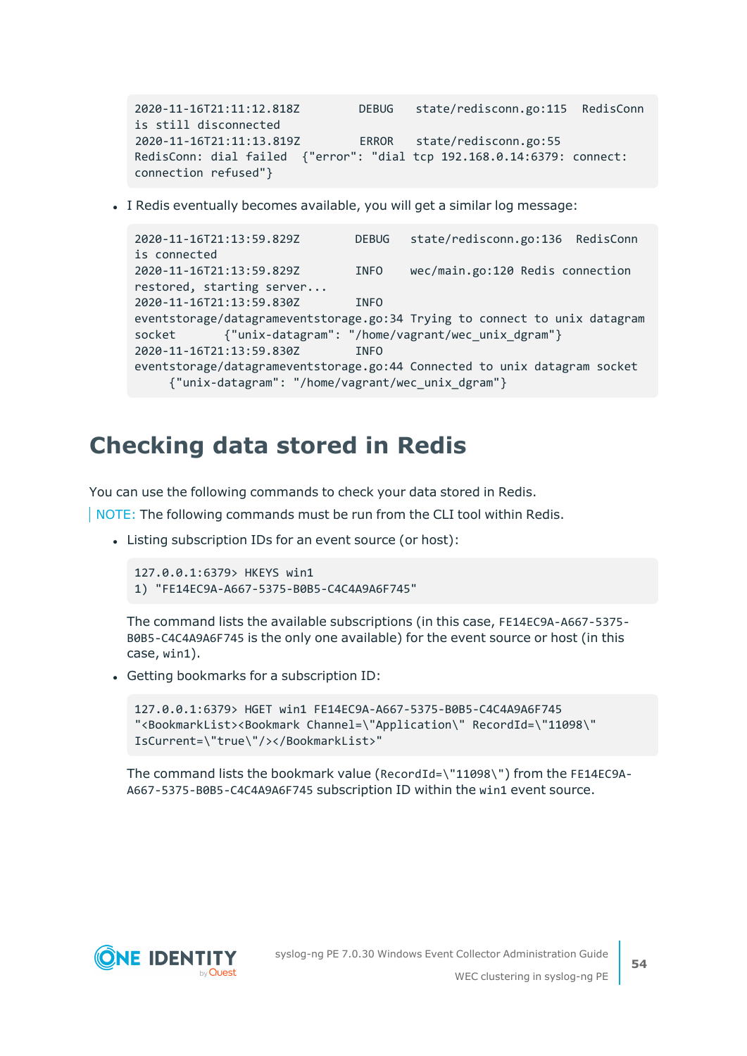```
2020-11-16T21:11:12.818Z        DEBUG   state/redisconn.go:115  RedisConn
is still disconnected
2020-11-16T21:11:13.819Z        ERROR   state/redisconn.go:55
RedisConn: dial failed  {"error": "dial tcp 192.168.0.14:6379: connect:
connection refused"}
```

- I Redis eventually becomes available, you will get a similar log message:

```
2020-11-16T21:13:59.829Z        DEBUG   state/redisconn.go:136  RedisConn
is connected
2020-11-16T21:13:59.829Z        INFO    wec/main.go:120 Redis connection
restored, starting server...
2020-11-16T21:13:59.830Z        INFO
eventstorage/datagrameventstorage.go:34 Trying to connect to unix datagram
socket      {"unix-datagram": "/home/vagrant/wec_unix_dgram"}
2020-11-16T21:13:59.830Z        INFO
eventstorage/datagrameventstorage.go:44 Connected to unix datagram socket
     {"unix-datagram": "/home/vagrant/wec_unix_dgram"}
```

## Checking data stored in Redis

You can use the following commands to check your data stored in Redis.

NOTE: The following commands must be run from the CLI tool within Redis.

- Listing subscription IDs for an event source (or host):

  ```
  127.0.0.1:6379> HKEYS win1
  1) "FE14EC9A-A667-5375-B0B5-C4C4A9A6F745"
  ```

  The command lists the available subscriptions (in this case, `FE14EC9A-A667-5375-B0B5-C4C4A9A6F745` is the only one available) for the event source or host (in this case, `win1`).

- Getting bookmarks for a subscription ID:

  ```
  127.0.0.1:6379> HGET win1 FE14EC9A-A667-5375-B0B5-C4C4A9A6F745
  "<BookmarkList><Bookmark Channel=\"Application\" RecordId=\"11098\"
  IsCurrent=\"true\"/></BookmarkList>"
  ```

  The command lists the bookmark value (`RecordId=\"11098\"`) from the `FE14EC9A-A667-5375-B0B5-C4C4A9A6F745` subscription ID within the `win1` event source.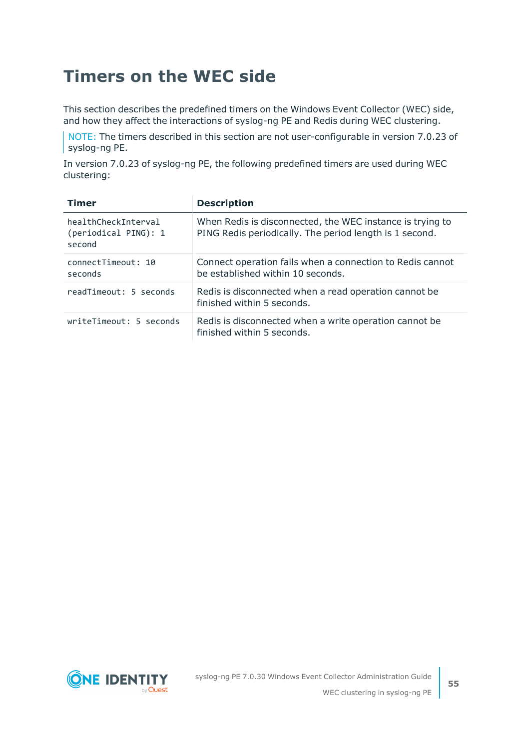# Timers on the WEC side

This section describes the predefined timers on the Windows Event Collector (WEC) side, and how they affect the interactions of syslog-ng PE and Redis during WEC clustering.

> NOTE: The timers described in this section are not user-configurable in version 7.0.23 of syslog-ng PE.

In version 7.0.23 of syslog-ng PE, the following predefined timers are used during WEC clustering:

| Timer | Description |
| --- | --- |
| `healthCheckInterval (periodical PING): 1 second` | When Redis is disconnected, the WEC instance is trying to PING Redis periodically. The period length is 1 second. |
| `connectTimeout: 10 seconds` | Connect operation fails when a connection to Redis cannot be established within 10 seconds. |
| `readTimeout: 5 seconds` | Redis is disconnected when a read operation cannot be finished within 5 seconds. |
| `writeTimeout: 5 seconds` | Redis is disconnected when a write operation cannot be finished within 5 seconds. |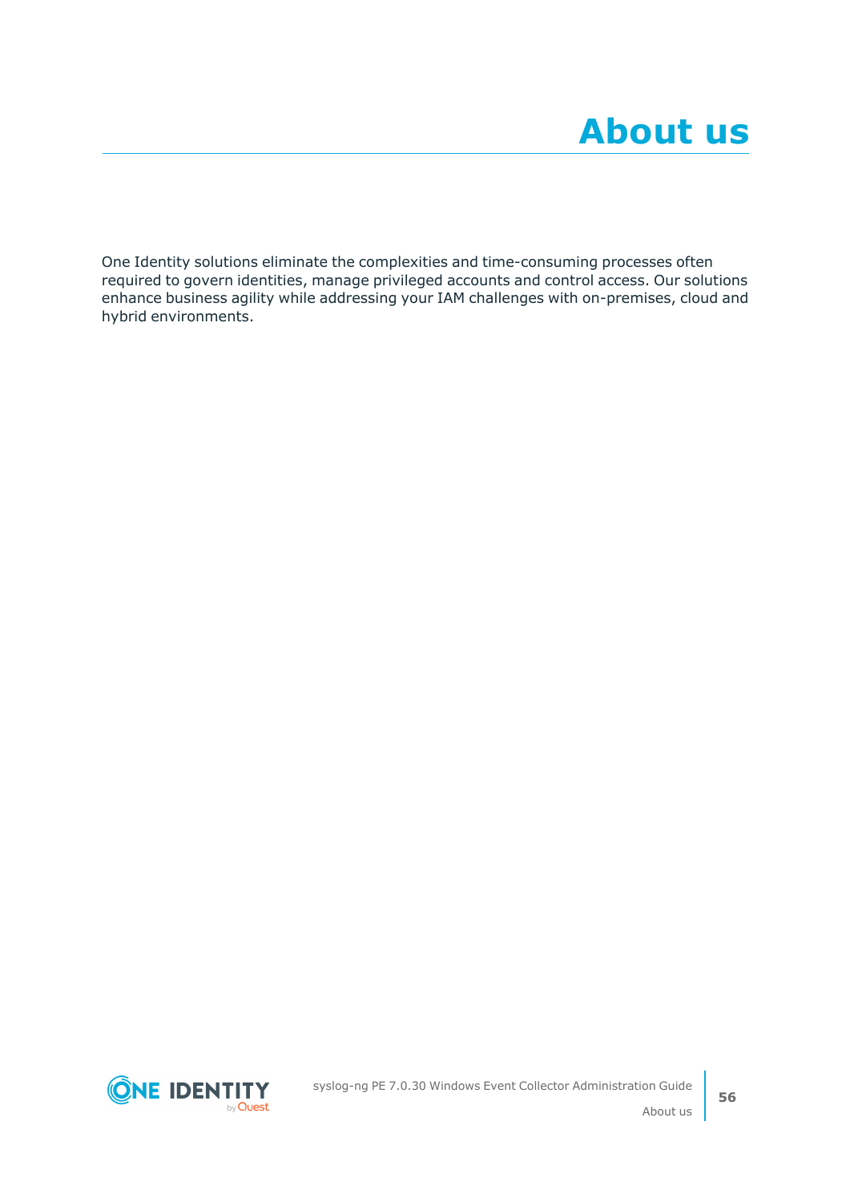# About us

One Identity solutions eliminate the complexities and time-consuming processes often required to govern identities, manage privileged accounts and control access. Our solutions enhance business agility while addressing your IAM challenges with on-premises, cloud and hybrid environments.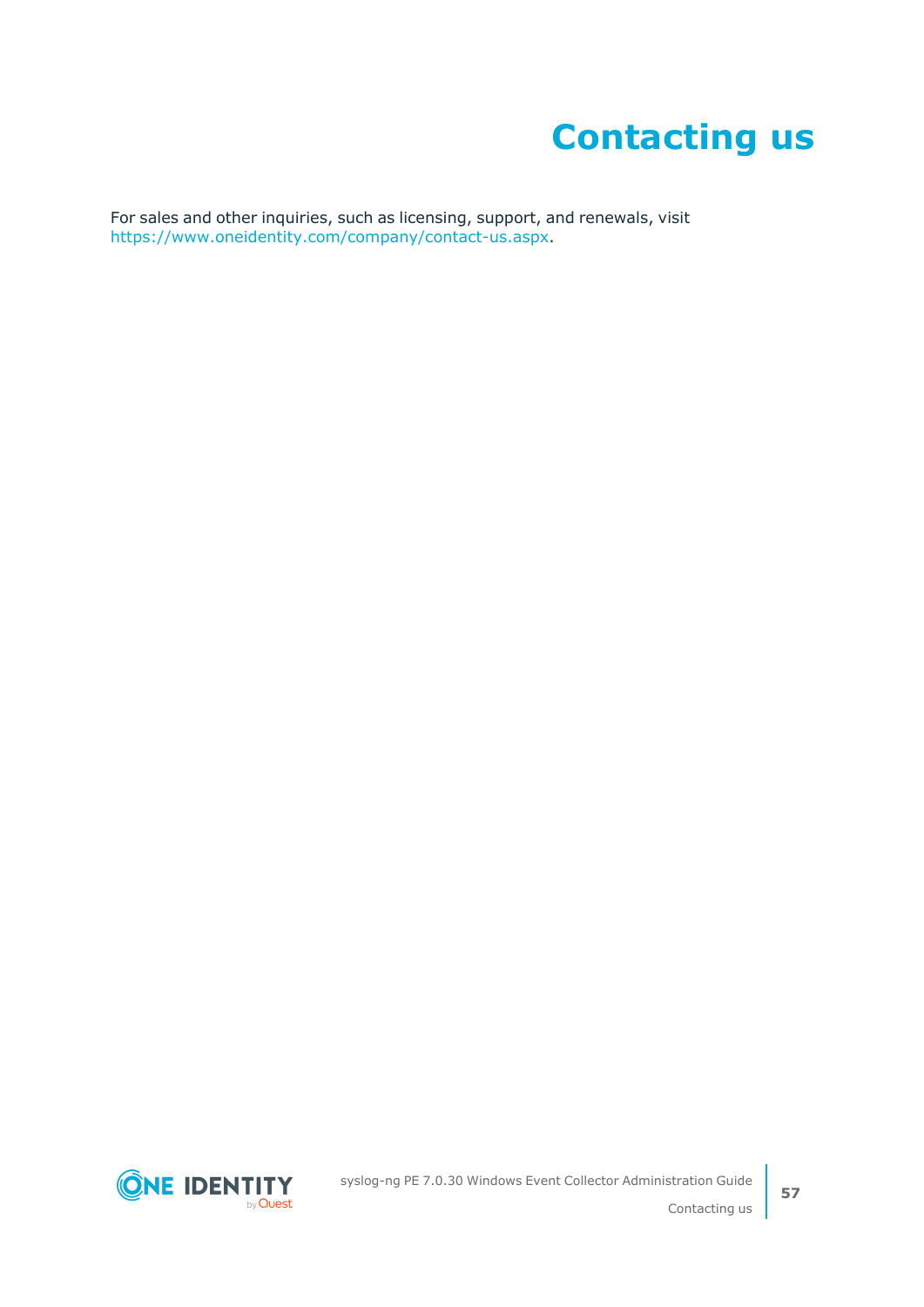# Contacting us

For sales and other inquiries, such as licensing, support, and renewals, visit https://www.oneidentity.com/company/contact-us.aspx.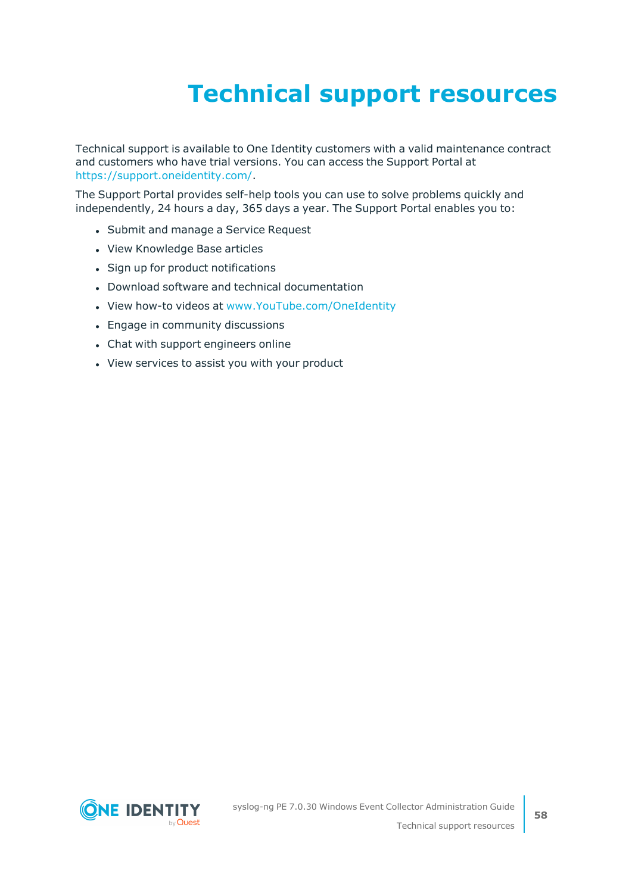# Technical support resources

Technical support is available to One Identity customers with a valid maintenance contract and customers who have trial versions. You can access the Support Portal at https://support.oneidentity.com/.

The Support Portal provides self-help tools you can use to solve problems quickly and independently, 24 hours a day, 365 days a year. The Support Portal enables you to:

- Submit and manage a Service Request
- View Knowledge Base articles
- Sign up for product notifications
- Download software and technical documentation
- View how-to videos at www.YouTube.com/OneIdentity
- Engage in community discussions
- Chat with support engineers online
- View services to assist you with your product